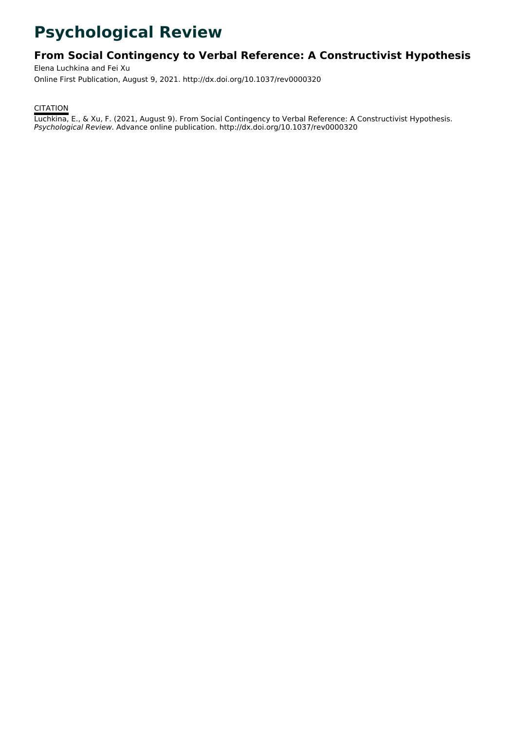# Psychological Review

## From Social Contingency to Verbal Reference: A Constructivist Hypothesis

Elena Luchkina and Fei Xu

Online First Publication, August 9, 2021. http://dx.doi.org/10.1037/rev0000320

CITATION

Luchkina, E., & Xu, F. (2021, August 9). From Social Contingency to Verbal Reference: A Constructivist Hypothesis. *Psychological Review*. Advance online publication. http://dx.doi.org/10.1037/rev0000320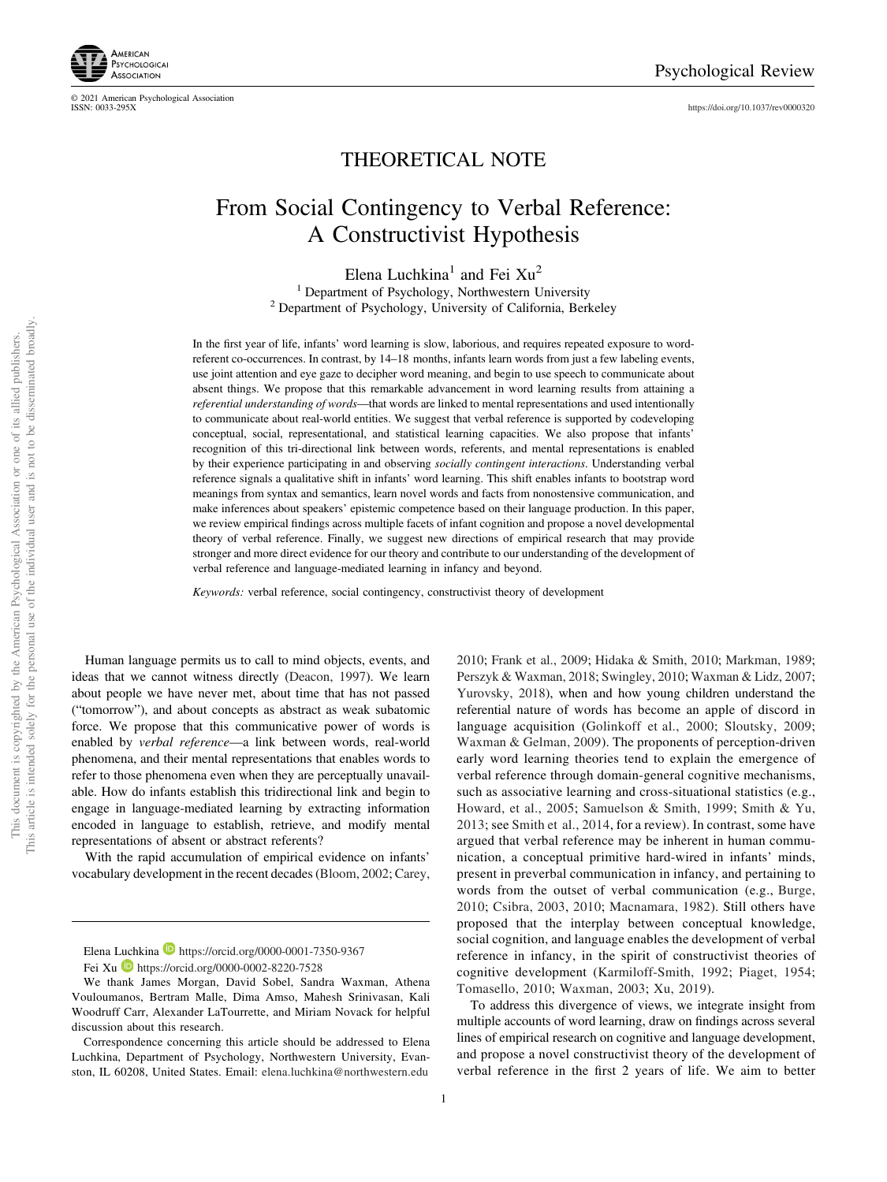THEORETICAL NOTE

# From Social Contingency to Verbal Reference: A Constructivist Hypothesis

Elena Luchkina[1] and Fei Xu[2]

[1] Department of Psychology, Northwestern University
[2] Department of Psychology, University of California, Berkeley

In the first year of life, infants' word learning is slow, laborious, and requires repeated exposure to word-referent co-occurrences. In contrast, by 14–18 months, infants learn words from just a few labeling events, use joint attention and eye gaze to decipher word meaning, and begin to use speech to communicate about absent things. We propose that this remarkable advancement in word learning results from attaining a *referential understanding of words*—that words are linked to mental representations and used intentionally to communicate about real-world entities. We suggest that verbal reference is supported by codeveloping conceptual, social, representational, and statistical learning capacities. We also propose that infants' recognition of this tri-directional link between words, referents, and mental representations is enabled by their experience participating in and observing *socially contingent interactions*. Understanding verbal reference signals a qualitative shift in infants' word learning. This shift enables infants to bootstrap word meanings from syntax and semantics, learn novel words and facts from nonostensive communication, and make inferences about speakers' epistemic competence based on their language production. In this paper, we review empirical findings across multiple facets of infant cognition and propose a novel developmental theory of verbal reference. Finally, we suggest new directions of empirical research that may provide stronger and more direct evidence for our theory and contribute to our understanding of the development of verbal reference and language-mediated learning in infancy and beyond.

*Keywords:* verbal reference, social contingency, constructivist theory of development

Human language permits us to call to mind objects, events, and ideas that we cannot witness directly (Deacon, 1997). We learn about people we have never met, about time that has not passed ("tomorrow"), and about concepts as abstract as weak subatomic force. We propose that this communicative power of words is enabled by *verbal reference*—a link between words, real-world phenomena, and their mental representations that enables words to refer to those phenomena even when they are perceptually unavailable. How do infants establish this tridirectional link and begin to engage in language-mediated learning by extracting information encoded in language to establish, retrieve, and modify mental representations of absent or abstract referents?

With the rapid accumulation of empirical evidence on infants' vocabulary development in the recent decades (Bloom, 2002; Carey, 2010; Frank et al., 2009; Hidaka & Smith, 2010; Markman, 1989; Perszyk & Waxman, 2018; Swingley, 2010; Waxman & Lidz, 2007; Yurovsky, 2018), when and how young children understand the referential nature of words has become an apple of discord in language acquisition (Golinkoff et al., 2000; Sloutsky, 2009; Waxman & Gelman, 2009). The proponents of perception-driven early word learning theories tend to explain the emergence of verbal reference through domain-general cognitive mechanisms, such as associative learning and cross-situational statistics (e.g., Howard, et al., 2005; Samuelson & Smith, 1999; Smith & Yu, 2013; see Smith et al., 2014, for a review). In contrast, some have argued that verbal reference may be inherent in human communication, a conceptual primitive hard-wired in infants' minds, present in preverbal communication in infancy, and pertaining to words from the outset of verbal communication (e.g., Burge, 2010; Csibra, 2003, 2010; Macnamara, 1982). Still others have proposed that the interplay between conceptual knowledge, social cognition, and language enables the development of verbal reference in infancy, in the spirit of constructivist theories of cognitive development (Karmiloff-Smith, 1992; Piaget, 1954; Tomasello, 2010; Waxman, 2003; Xu, 2019).

To address this divergence of views, we integrate insight from multiple accounts of word learning, draw on findings across several lines of empirical research on cognitive and language development, and propose a novel constructivist theory of the development of verbal reference in the first 2 years of life. We aim to better

---

Elena Luchkina https://orcid.org/0000-0001-7350-9367

Fei Xu https://orcid.org/0000-0002-8220-7528

We thank James Morgan, David Sobel, Sandra Waxman, Athena Vouloumanos, Bertram Malle, Dima Amso, Mahesh Srinivasan, Kali Woodruff Carr, Alexander LaTourrette, and Miriam Novack for helpful discussion about this research.

Correspondence concerning this article should be addressed to Elena Luchkina, Department of Psychology, Northwestern University, Evanston, IL 60208, United States. Email: elena.luchkina@northwestern.edu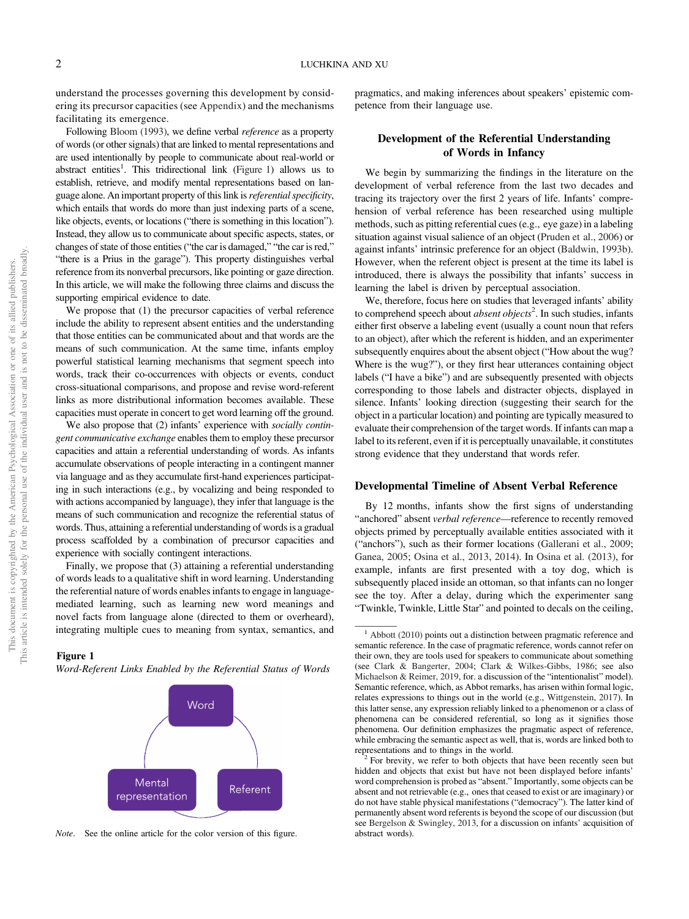understand the processes governing this development by considering its precursor capacities (see Appendix) and the mechanisms facilitating its emergence.

Following Bloom (1993), we define verbal *reference* as a property of words (or other signals) that are linked to mental representations and are used intentionally by people to communicate about real-world or abstract entities[1]. This tridirectional link (Figure 1) allows us to establish, retrieve, and modify mental representations based on language alone. An important property of this link is *referential specificity*, which entails that words do more than just indexing parts of a scene, like objects, events, or locations ("there is something in this location"). Instead, they allow us to communicate about specific aspects, states, or changes of state of those entities ("the car is damaged," "the car is red," "there is a Prius in the garage"). This property distinguishes verbal reference from its nonverbal precursors, like pointing or gaze direction. In this article, we will make the following three claims and discuss the supporting empirical evidence to date.

We propose that (1) the precursor capacities of verbal reference include the ability to represent absent entities and the understanding that those entities can be communicated about and that words are the means of such communication. At the same time, infants employ powerful statistical learning mechanisms that segment speech into words, track their co-occurrences with objects or events, conduct cross-situational comparisons, and propose and revise word-referent links as more distributional information becomes available. These capacities must operate in concert to get word learning off the ground.

We also propose that (2) infants' experience with *socially contingent communicative exchange* enables them to employ these precursor capacities and attain a referential understanding of words. As infants accumulate observations of people interacting in a contingent manner via language and as they accumulate first-hand experiences participating in such interactions (e.g., by vocalizing and being responded to with actions accompanied by language), they infer that language is the means of such communication and recognize the referential status of words. Thus, attaining a referential understanding of words is a gradual process scaffolded by a combination of precursor capacities and experience with socially contingent interactions.

Finally, we propose that (3) attaining a referential understanding of words leads to a qualitative shift in word learning. Understanding the referential nature of words enables infants to engage in language-mediated learning, such as learning new word meanings and novel facts from language alone (directed to them or overheard), integrating multiple cues to meaning from syntax, semantics, and pragmatics, and making inferences about speakers' epistemic competence from their language use.

**Figure 1**
*Word-Referent Links Enabled by the Referential Status of Words*

*Note.* See the online article for the color version of this figure.

## Development of the Referential Understanding of Words in Infancy

We begin by summarizing the findings in the literature on the development of verbal reference from the last two decades and tracing its trajectory over the first 2 years of life. Infants' comprehension of verbal reference has been researched using multiple methods, such as pitting referential cues (e.g., eye gaze) in a labeling situation against visual salience of an object (Pruden et al., 2006) or against infants' intrinsic preference for an object (Baldwin, 1993b). However, when the referent object is present at the time its label is introduced, there is always the possibility that infants' success in learning the label is driven by perceptual association.

We, therefore, focus here on studies that leveraged infants' ability to comprehend speech about *absent objects*[2]. In such studies, infants either first observe a labeling event (usually a count noun that refers to an object), after which the referent is hidden, and an experimenter subsequently enquires about the absent object ("How about the wug? Where is the wug?"), or they first hear utterances containing object labels ("I have a bike") and are subsequently presented with objects corresponding to those labels and distracter objects, displayed in silence. Infants' looking direction (suggesting their search for the object in a particular location) and pointing are typically measured to evaluate their comprehension of the target words. If infants can map a label to its referent, even if it is perceptually unavailable, it constitutes strong evidence that they understand that words refer.

### Developmental Timeline of Absent Verbal Reference

By 12 months, infants show the first signs of understanding "anchored" absent *verbal reference*—reference to recently removed objects primed by perceptually available entities associated with it ("anchors"), such as their former locations (Gallerani et al., 2009; Ganea, 2005; Osina et al., 2013, 2014). In Osina et al. (2013), for example, infants are first presented with a toy dog, which is subsequently placed inside an ottoman, so that infants can no longer see the toy. After a delay, during which the experimenter sang "Twinkle, Twinkle, Little Star" and pointed to decals on the ceiling,

[1] Abbott (2010) points out a distinction between pragmatic reference and semantic reference. In the case of pragmatic reference, words cannot refer on their own, they are tools used for speakers to communicate about something (see Clark & Bangerter, 2004; Clark & Wilkes-Gibbs, 1986; see also Michaelson & Reimer, 2019, for. a discussion of the "intentionalist" model). Semantic reference, which, as Abbot remarks, has arisen within formal logic, relates expressions to things out in the world (e.g., Wittgenstein, 2017). In this latter sense, any expression reliably linked to a phenomenon or a class of phenomena can be considered referential, so long as it signifies those phenomena. Our definition emphasizes the pragmatic aspect of reference, while embracing the semantic aspect as well, that is, words are linked both to representations and to things in the world.

[2] For brevity, we refer to both objects that have been recently seen but hidden and objects that exist but have not been displayed before infants' word comprehension is probed as "absent." Importantly, some objects can be absent and not retrievable (e.g., ones that ceased to exist or are imaginary) or do not have stable physical manifestations ("democracy"). The latter kind of permanently absent word referents is beyond the scope of our discussion (but see Bergelson & Swingley, 2013, for a discussion on infants' acquisition of abstract words).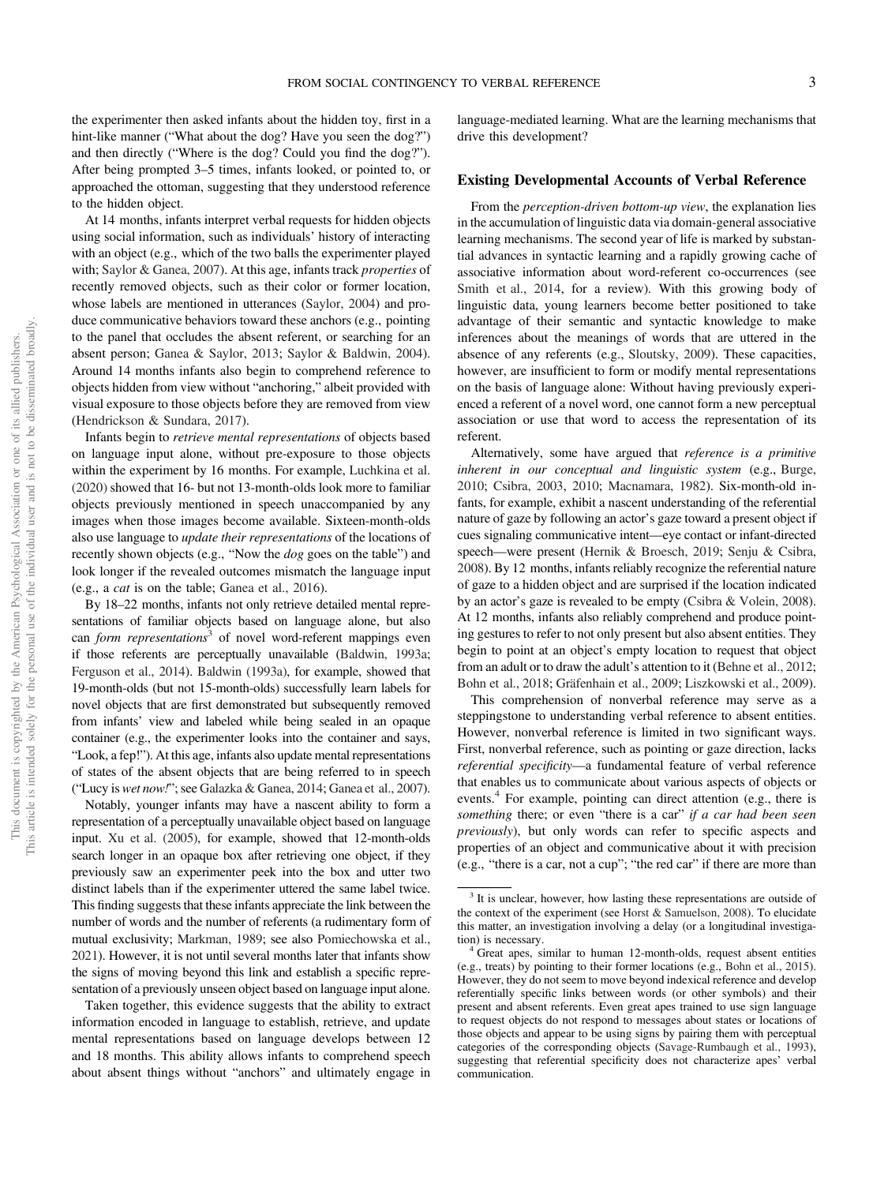the experimenter then asked infants about the hidden toy, first in a hint-like manner ("What about the dog? Have you seen the dog?") and then directly ("Where is the dog? Could you find the dog?"). After being prompted 3–5 times, infants looked, or pointed to, or approached the ottoman, suggesting that they understood reference to the hidden object.

At 14 months, infants interpret verbal requests for hidden objects using social information, such as individuals' history of interacting with an object (e.g., which of the two balls the experimenter played with; Saylor & Ganea, 2007). At this age, infants track *properties* of recently removed objects, such as their color or former location, whose labels are mentioned in utterances (Saylor, 2004) and produce communicative behaviors toward these anchors (e.g., pointing to the panel that occludes the absent referent, or searching for an absent person; Ganea & Saylor, 2013; Saylor & Baldwin, 2004). Around 14 months infants also begin to comprehend reference to objects hidden from view without "anchoring," albeit provided with visual exposure to those objects before they are removed from view (Hendrickson & Sundara, 2017).

Infants begin to *retrieve mental representations* of objects based on language input alone, without pre-exposure to those objects within the experiment by 16 months. For example, Luchkina et al. (2020) showed that 16- but not 13-month-olds look more to familiar objects previously mentioned in speech unaccompanied by any images when those images become available. Sixteen-month-olds also use language to *update their representations* of the locations of recently shown objects (e.g., "Now the *dog* goes on the table") and look longer if the revealed outcomes mismatch the language input (e.g., a *cat* is on the table; Ganea et al., 2016).

By 18–22 months, infants not only retrieve detailed mental representations of familiar objects based on language alone, but also can *form representations*[3] of novel word-referent mappings even if those referents are perceptually unavailable (Baldwin, 1993a; Ferguson et al., 2014). Baldwin (1993a), for example, showed that 19-month-olds (but not 15-month-olds) successfully learn labels for novel objects that are first demonstrated but subsequently removed from infants' view and labeled while being sealed in an opaque container (e.g., the experimenter looks into the container and says, "Look, a fep!"). At this age, infants also update mental representations of states of the absent objects that are being referred to in speech ("Lucy is *wet now!*"; see Galazka & Ganea, 2014; Ganea et al., 2007).

Notably, younger infants may have a nascent ability to form a representation of a perceptually unavailable object based on language input. Xu et al. (2005), for example, showed that 12-month-olds search longer in an opaque box after retrieving one object, if they previously saw an experimenter peek into the box and utter two distinct labels than if the experimenter uttered the same label twice. This finding suggests that these infants appreciate the link between the number of words and the number of referents (a rudimentary form of mutual exclusivity; Markman, 1989; see also Pomiechowska et al., 2021). However, it is not until several months later that infants show the signs of moving beyond this link and establish a specific representation of a previously unseen object based on language input alone.

Taken together, this evidence suggests that the ability to extract information encoded in language to establish, retrieve, and update mental representations based on language develops between 12 and 18 months. This ability allows infants to comprehend speech about absent things without "anchors" and ultimately engage in language-mediated learning. What are the learning mechanisms that drive this development?

## Existing Developmental Accounts of Verbal Reference

From the *perception-driven bottom-up view*, the explanation lies in the accumulation of linguistic data via domain-general associative learning mechanisms. The second year of life is marked by substantial advances in syntactic learning and a rapidly growing cache of associative information about word-referent co-occurrences (see Smith et al., 2014, for a review). With this growing body of linguistic data, young learners become better positioned to take advantage of their semantic and syntactic knowledge to make inferences about the meanings of words that are uttered in the absence of any referents (e.g., Sloutsky, 2009). These capacities, however, are insufficient to form or modify mental representations on the basis of language alone: Without having previously experienced a referent of a novel word, one cannot form a new perceptual association or use that word to access the representation of its referent.

Alternatively, some have argued that *reference is a primitive inherent in our conceptual and linguistic system* (e.g., Burge, 2010; Csibra, 2003, 2010; Macnamara, 1982). Six-month-old infants, for example, exhibit a nascent understanding of the referential nature of gaze by following an actor's gaze toward a present object if cues signaling communicative intent—eye contact or infant-directed speech—were present (Hernik & Broesch, 2019; Senju & Csibra, 2008). By 12 months, infants reliably recognize the referential nature of gaze to a hidden object and are surprised if the location indicated by an actor's gaze is revealed to be empty (Csibra & Volein, 2008). At 12 months, infants also reliably comprehend and produce pointing gestures to refer to not only present but also absent entities. They begin to point at an object's empty location to request that object from an adult or to draw the adult's attention to it (Behne et al., 2012; Bohn et al., 2018; Gräfenhain et al., 2009; Liszkowski et al., 2009).

This comprehension of nonverbal reference may serve as a steppingstone to understanding verbal reference to absent entities. However, nonverbal reference is limited in two significant ways. First, nonverbal reference, such as pointing or gaze direction, lacks *referential specificity*—a fundamental feature of verbal reference that enables us to communicate about various aspects of objects or events.[4] For example, pointing can direct attention (e.g., there is *something* there; or even "there is a car" *if a car had been seen previously*), but only words can refer to specific aspects and properties of an object and communicative about it with precision (e.g., "there is a car, not a cup"; "the red car" if there are more than

[3] It is unclear, however, how lasting these representations are outside of the context of the experiment (see Horst & Samuelson, 2008). To elucidate this matter, an investigation involving a delay (or a longitudinal investigation) is necessary.

[4] Great apes, similar to human 12-month-olds, request absent entities (e.g., treats) by pointing to their former locations (e.g., Bohn et al., 2015). However, they do not seem to move beyond indexical reference and develop referentially specific links between words (or other symbols) and their present and absent referents. Even great apes trained to use sign language to request objects do not respond to messages about states or locations of those objects and appear to be using signs by pairing them with perceptual categories of the corresponding objects (Savage-Rumbaugh et al., 1993), suggesting that referential specificity does not characterize apes' verbal communication.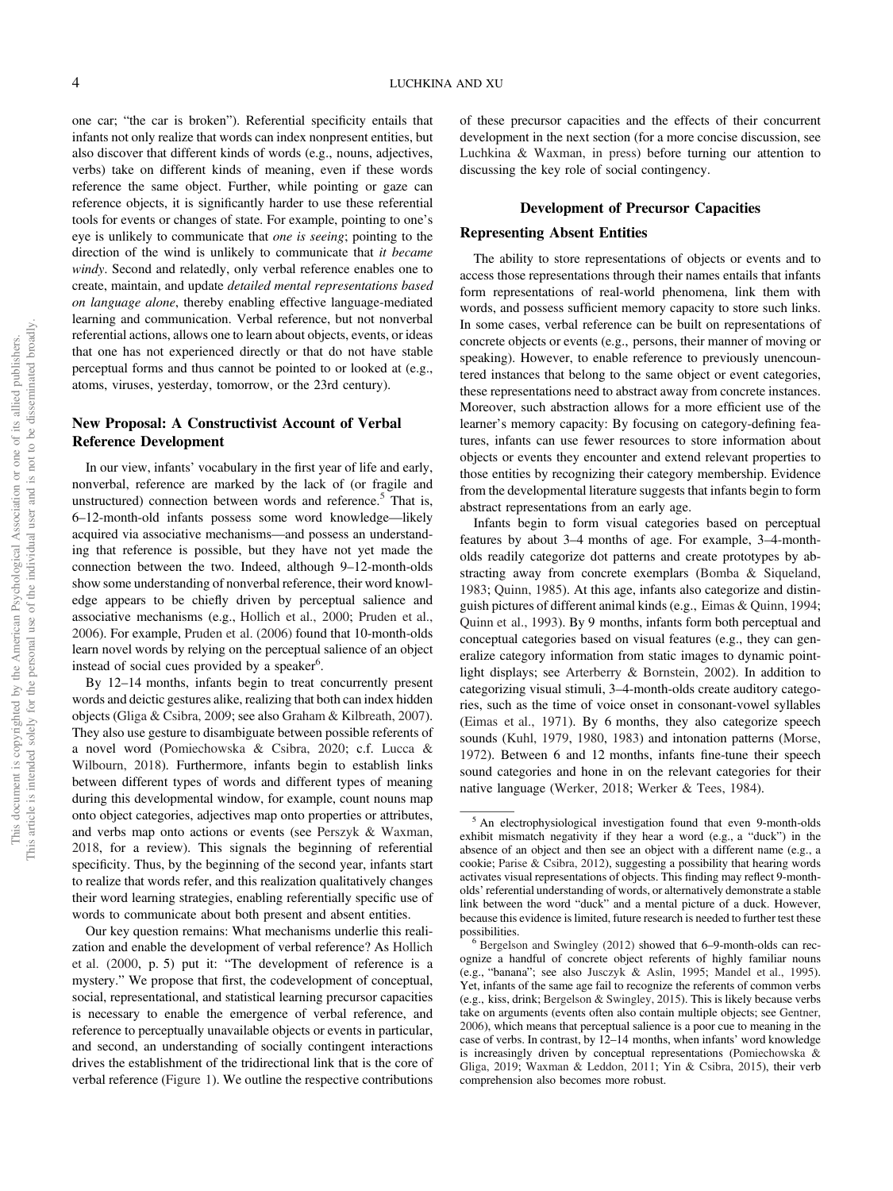one car; "the car is broken"). Referential specificity entails that infants not only realize that words can index nonpresent entities, but also discover that different kinds of words (e.g., nouns, adjectives, verbs) take on different kinds of meaning, even if these words reference the same object. Further, while pointing or gaze can reference objects, it is significantly harder to use these referential tools for events or changes of state. For example, pointing to one's eye is unlikely to communicate that *one is seeing*; pointing to the direction of the wind is unlikely to communicate that *it became windy*. Second and relatedly, only verbal reference enables one to create, maintain, and update *detailed mental representations based on language alone*, thereby enabling effective language-mediated learning and communication. Verbal reference, but not nonverbal referential actions, allows one to learn about objects, events, or ideas that one has not experienced directly or that do not have stable perceptual forms and thus cannot be pointed to or looked at (e.g., atoms, viruses, yesterday, tomorrow, or the 23rd century).

## New Proposal: A Constructivist Account of Verbal Reference Development

In our view, infants' vocabulary in the first year of life and early, nonverbal, reference are marked by the lack of (or fragile and unstructured) connection between words and reference.[5] That is, 6–12-month-old infants possess some word knowledge—likely acquired via associative mechanisms—and possess an understanding that reference is possible, but they have not yet made the connection between the two. Indeed, although 9–12-month-olds show some understanding of nonverbal reference, their word knowledge appears to be chiefly driven by perceptual salience and associative mechanisms (e.g., Hollich et al., 2000; Pruden et al., 2006). For example, Pruden et al. (2006) found that 10-month-olds learn novel words by relying on the perceptual salience of an object instead of social cues provided by a speaker[6].

By 12–14 months, infants begin to treat concurrently present words and deictic gestures alike, realizing that both can index hidden objects (Gliga & Csibra, 2009; see also Graham & Kilbreath, 2007). They also use gesture to disambiguate between possible referents of a novel word (Pomiechowska & Csibra, 2020; c.f. Lucca & Wilbourn, 2018). Furthermore, infants begin to establish links between different types of words and different types of meaning during this developmental window, for example, count nouns map onto object categories, adjectives map onto properties or attributes, and verbs map onto actions or events (see Perszyk & Waxman, 2018, for a review). This signals the beginning of referential specificity. Thus, by the beginning of the second year, infants start to realize that words refer, and this realization qualitatively changes their word learning strategies, enabling referentially specific use of words to communicate about both present and absent entities.

Our key question remains: What mechanisms underlie this realization and enable the development of verbal reference? As Hollich et al. (2000, p. 5) put it: "The development of reference is a mystery." We propose that first, the codevelopment of conceptual, social, representational, and statistical learning precursor capacities is necessary to enable the emergence of verbal reference, and reference to perceptually unavailable objects or events in particular, and second, an understanding of socially contingent interactions drives the establishment of the tridirectional link that is the core of verbal reference (Figure 1). We outline the respective contributions of these precursor capacities and the effects of their concurrent development in the next section (for a more concise discussion, see Luchkina & Waxman, in press) before turning our attention to discussing the key role of social contingency.

### Development of Precursor Capacities

## Representing Absent Entities

The ability to store representations of objects or events and to access those representations through their names entails that infants form representations of real-world phenomena, link them with words, and possess sufficient memory capacity to store such links. In some cases, verbal reference can be built on representations of concrete objects or events (e.g., persons, their manner of moving or speaking). However, to enable reference to previously unencountered instances that belong to the same object or event categories, these representations need to abstract away from concrete instances. Moreover, such abstraction allows for a more efficient use of the learner's memory capacity: By focusing on category-defining features, infants can use fewer resources to store information about objects or events they encounter and extend relevant properties to those entities by recognizing their category membership. Evidence from the developmental literature suggests that infants begin to form abstract representations from an early age.

Infants begin to form visual categories based on perceptual features by about 3–4 months of age. For example, 3–4-month-olds readily categorize dot patterns and create prototypes by abstracting away from concrete exemplars (Bomba & Siqueland, 1983; Quinn, 1985). At this age, infants also categorize and distinguish pictures of different animal kinds (e.g., Eimas & Quinn, 1994; Quinn et al., 1993). By 9 months, infants form both perceptual and conceptual categories based on visual features (e.g., they can generalize category information from static images to dynamic point-light displays; see Arterberry & Bornstein, 2002). In addition to categorizing visual stimuli, 3–4-month-olds create auditory categories, such as the time of voice onset in consonant-vowel syllables (Eimas et al., 1971). By 6 months, they also categorize speech sounds (Kuhl, 1979, 1980, 1983) and intonation patterns (Morse, 1972). Between 6 and 12 months, infants fine-tune their speech sound categories and hone in on the relevant categories for their native language (Werker, 2018; Werker & Tees, 1984).

---

[5] An electrophysiological investigation found that even 9-month-olds exhibit mismatch negativity if they hear a word (e.g., a "duck") in the absence of an object and then see an object with a different name (e.g., a cookie; Parise & Csibra, 2012), suggesting a possibility that hearing words activates visual representations of objects. This finding may reflect 9-month-olds' referential understanding of words, or alternatively demonstrate a stable link between the word "duck" and a mental picture of a duck. However, because this evidence is limited, future research is needed to further test these possibilities.

[6] Bergelson and Swingley (2012) showed that 6–9-month-olds can recognize a handful of concrete object referents of highly familiar nouns (e.g., "banana"; see also Jusczyk & Aslin, 1995; Mandel et al., 1995). Yet, infants of the same age fail to recognize the referents of common verbs (e.g., kiss, drink; Bergelson & Swingley, 2015). This is likely because verbs take on arguments (events often also contain multiple objects; see Gentner, 2006), which means that perceptual salience is a poor cue to meaning in the case of verbs. In contrast, by 12–14 months, when infants' word knowledge is increasingly driven by conceptual representations (Pomiechowska & Gliga, 2019; Waxman & Leddon, 2011; Yin & Csibra, 2015), their verb comprehension also becomes more robust.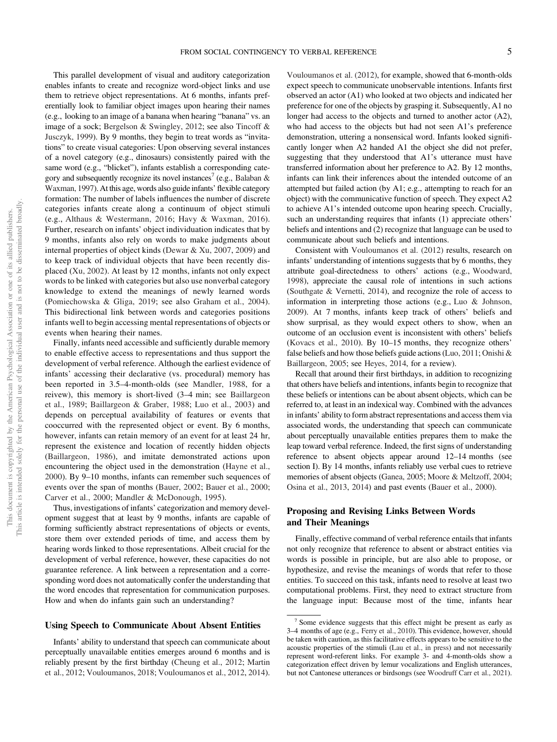This parallel development of visual and auditory categorization enables infants to create and recognize word-object links and use them to retrieve object representations. At 6 months, infants preferentially look to familiar object images upon hearing their names (e.g., looking to an image of a banana when hearing "banana" vs. an image of a sock; Bergelson & Swingley, 2012; see also Tincoff & Jusczyk, 1999). By 9 months, they begin to treat words as "invitations" to create visual categories: Upon observing several instances of a novel category (e.g., dinosaurs) consistently paired with the same word (e.g., "blicket"), infants establish a corresponding category and subsequently recognize its novel instances[7] (e.g., Balaban & Waxman, 1997). At this age, words also guide infants' flexible category formation: The number of labels influences the number of discrete categories infants create along a continuum of object stimuli (e.g., Althaus & Westermann, 2016; Havy & Waxman, 2016). Further, research on infants' object individuation indicates that by 9 months, infants also rely on words to make judgments about internal properties of object kinds (Dewar & Xu, 2007, 2009) and to keep track of individual objects that have been recently displaced (Xu, 2002). At least by 12 months, infants not only expect words to be linked with categories but also use nonverbal category knowledge to extend the meanings of newly learned words (Pomiechowska & Gliga, 2019; see also Graham et al., 2004). This bidirectional link between words and categories positions infants well to begin accessing mental representations of objects or events when hearing their names.

Finally, infants need accessible and sufficiently durable memory to enable effective access to representations and thus support the development of verbal reference. Although the earliest evidence of infants' accessing their declarative (vs. procedural) memory has been reported in 3.5–4-month-olds (see Mandler, 1988, for a reivew), this memory is short-lived (3–4 min; see Baillargeon et al., 1989; Baillargeon & Graber, 1988; Luo et al., 2003) and depends on perceptual availability of features or events that cooccurred with the represented object or event. By 6 months, however, infants can retain memory of an event for at least 24 hr, represent the existence and location of recently hidden objects (Baillargeon, 1986), and imitate demonstrated actions upon encountering the object used in the demonstration (Hayne et al., 2000). By 9–10 months, infants can remember such sequences of events over the span of months (Bauer, 2002; Bauer et al., 2000; Carver et al., 2000; Mandler & McDonough, 1995).

Thus, investigations of infants' categorization and memory development suggest that at least by 9 months, infants are capable of forming sufficiently abstract representations of objects or events, store them over extended periods of time, and access them by hearing words linked to those representations. Albeit crucial for the development of verbal reference, however, these capacities do not guarantee reference. A link between a representation and a corresponding word does not automatically confer the understanding that the word encodes that representation for communication purposes. How and when do infants gain such an understanding?

### Using Speech to Communicate About Absent Entities

Infants' ability to understand that speech can communicate about perceptually unavailable entities emerges around 6 months and is reliably present by the first birthday (Cheung et al., 2012; Martin et al., 2012; Vouloumanos, 2018; Vouloumanos et al., 2012, 2014). Vouloumanos et al. (2012), for example, showed that 6-month-olds expect speech to communicate unobservable intentions. Infants first observed an actor (A1) who looked at two objects and indicated her preference for one of the objects by grasping it. Subsequently, A1 no longer had access to the objects and turned to another actor (A2), who had access to the objects but had not seen A1's preference demonstration, uttering a nonsensical word. Infants looked significantly longer when A2 handed A1 the object she did not prefer, suggesting that they understood that A1's utterance must have transferred information about her preference to A2. By 12 months, infants can link their inferences about the intended outcome of an attempted but failed action (by A1; e.g., attempting to reach for an object) with the communicative function of speech. They expect A2 to achieve A1's intended outcome upon hearing speech. Crucially, such an understanding requires that infants (1) appreciate others' beliefs and intentions and (2) recognize that language can be used to communicate about such beliefs and intentions.

Consistent with Vouloumanos et al. (2012) results, research on infants' understanding of intentions suggests that by 6 months, they attribute goal-directedness to others' actions (e.g., Woodward, 1998), appreciate the causal role of intentions in such actions (Southgate & Vernetti, 2014), and recognize the role of access to information in interpreting those actions (e.g., Luo & Johnson, 2009). At 7 months, infants keep track of others' beliefs and show surprisal, as they would expect others to show, when an outcome of an occlusion event is inconsistent with others' beliefs (Kovacs et al., 2010). By 10–15 months, they recognize others' false beliefs and how those beliefs guide actions (Luo, 2011; Onishi & Baillargeon, 2005; see Heyes, 2014, for a review).

Recall that around their first birthdays, in addition to recognizing that others have beliefs and intentions, infants begin to recognize that these beliefs or intentions can be about absent objects, which can be referred to, at least in an indexical way. Combined with the advances in infants' ability to form abstract representations and access them via associated words, the understanding that speech can communicate about perceptually unavailable entities prepares them to make the leap toward verbal reference. Indeed, the first signs of understanding reference to absent objects appear around 12–14 months (see section I). By 14 months, infants reliably use verbal cues to retrieve memories of absent objects (Ganea, 2005; Moore & Meltzoff, 2004; Osina et al., 2013, 2014) and past events (Bauer et al., 2000).

### Proposing and Revising Links Between Words and Their Meanings

Finally, effective command of verbal reference entails that infants not only recognize that reference to absent or abstract entities via words is possible in principle, but are also able to propose, or hypothesize, and revise the meanings of words that refer to those entities. To succeed on this task, infants need to resolve at least two computational problems. First, they need to extract structure from the language input: Because most of the time, infants hear

[7] Some evidence suggests that this effect might be present as early as 3–4 months of age (e.g., Ferry et al., 2010). This evidence, however, should be taken with caution, as this facilitative effects appears to be sensitive to the acoustic properties of the stimuli (Lau et al., in press) and not necessarily represent word-referent links. For example 3- and 4-month-olds show a categorization effect driven by lemur vocalizations and English utterances, but not Cantonese utterances or birdsongs (see Woodruff Carr et al., 2021).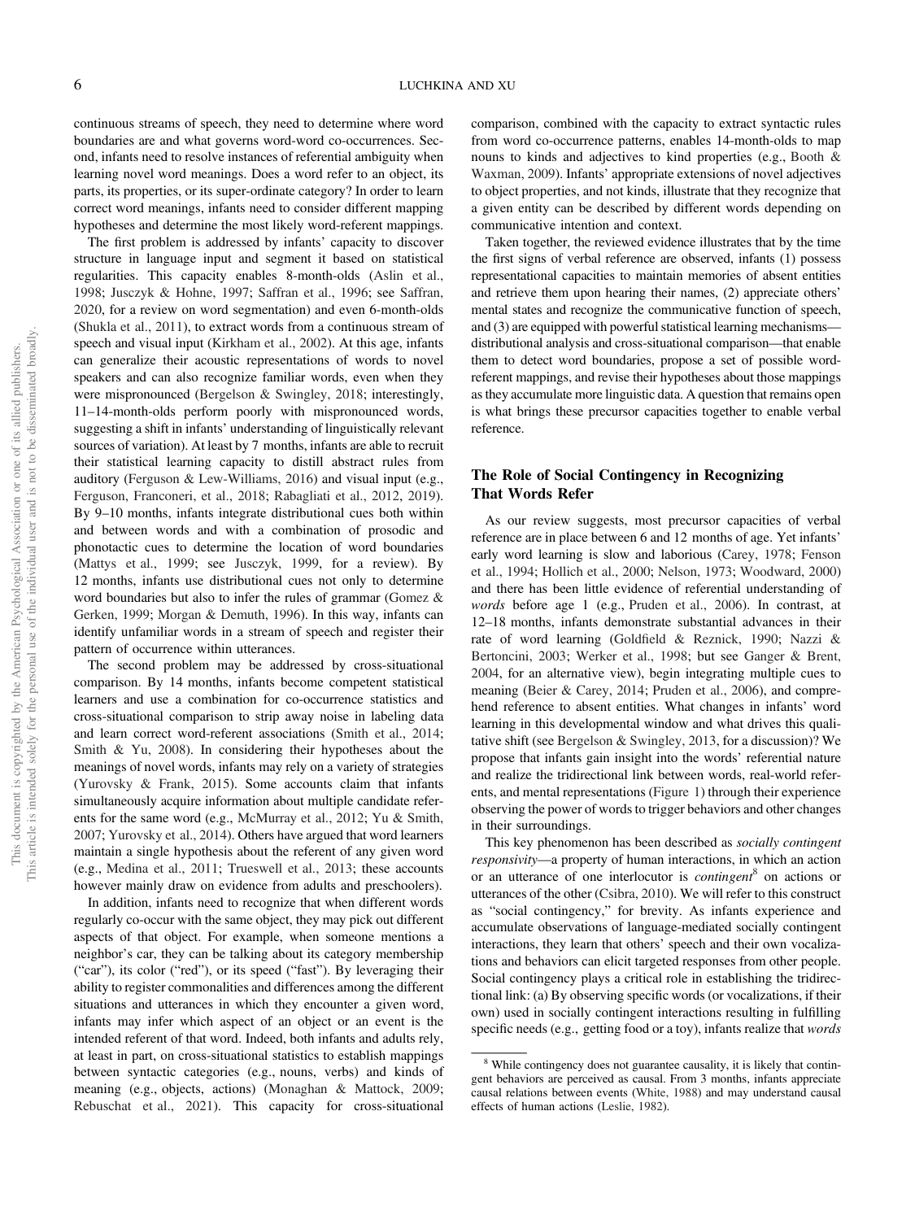continuous streams of speech, they need to determine where word boundaries are and what governs word-word co-occurrences. Second, infants need to resolve instances of referential ambiguity when learning novel word meanings. Does a word refer to an object, its parts, its properties, or its super-ordinate category? In order to learn correct word meanings, infants need to consider different mapping hypotheses and determine the most likely word-referent mappings.

The first problem is addressed by infants' capacity to discover structure in language input and segment it based on statistical regularities. This capacity enables 8-month-olds (Aslin et al., 1998; Jusczyk & Hohne, 1997; Saffran et al., 1996; see Saffran, 2020, for a review on word segmentation) and even 6-month-olds (Shukla et al., 2011), to extract words from a continuous stream of speech and visual input (Kirkham et al., 2002). At this age, infants can generalize their acoustic representations of words to novel speakers and can also recognize familiar words, even when they were mispronounced (Bergelson & Swingley, 2018; interestingly, 11–14-month-olds perform poorly with mispronounced words, suggesting a shift in infants' understanding of linguistically relevant sources of variation). At least by 7 months, infants are able to recruit their statistical learning capacity to distill abstract rules from auditory (Ferguson & Lew-Williams, 2016) and visual input (e.g., Ferguson, Franconeri, et al., 2018; Rabagliati et al., 2012, 2019). By 9–10 months, infants integrate distributional cues both within and between words and with a combination of prosodic and phonotactic cues to determine the location of word boundaries (Mattys et al., 1999; see Jusczyk, 1999, for a review). By 12 months, infants use distributional cues not only to determine word boundaries but also to infer the rules of grammar (Gomez & Gerken, 1999; Morgan & Demuth, 1996). In this way, infants can identify unfamiliar words in a stream of speech and register their pattern of occurrence within utterances.

The second problem may be addressed by cross-situational comparison. By 14 months, infants become competent statistical learners and use a combination for co-occurrence statistics and cross-situational comparison to strip away noise in labeling data and learn correct word-referent associations (Smith et al., 2014; Smith & Yu, 2008). In considering their hypotheses about the meanings of novel words, infants may rely on a variety of strategies (Yurovsky & Frank, 2015). Some accounts claim that infants simultaneously acquire information about multiple candidate referents for the same word (e.g., McMurray et al., 2012; Yu & Smith, 2007; Yurovsky et al., 2014). Others have argued that word learners maintain a single hypothesis about the referent of any given word (e.g., Medina et al., 2011; Trueswell et al., 2013; these accounts however mainly draw on evidence from adults and preschoolers).

In addition, infants need to recognize that when different words regularly co-occur with the same object, they may pick out different aspects of that object. For example, when someone mentions a neighbor's car, they can be talking about its category membership ("car"), its color ("red"), or its speed ("fast"). By leveraging their ability to register commonalities and differences among the different situations and utterances in which they encounter a given word, infants may infer which aspect of an object or an event is the intended referent of that word. Indeed, both infants and adults rely, at least in part, on cross-situational statistics to establish mappings between syntactic categories (e.g., nouns, verbs) and kinds of meaning (e.g., objects, actions) (Monaghan & Mattock, 2009; Rebuschat et al., 2021). This capacity for cross-situational comparison, combined with the capacity to extract syntactic rules from word co-occurrence patterns, enables 14-month-olds to map nouns to kinds and adjectives to kind properties (e.g., Booth & Waxman, 2009). Infants' appropriate extensions of novel adjectives to object properties, and not kinds, illustrate that they recognize that a given entity can be described by different words depending on communicative intention and context.

Taken together, the reviewed evidence illustrates that by the time the first signs of verbal reference are observed, infants (1) possess representational capacities to maintain memories of absent entities and retrieve them upon hearing their names, (2) appreciate others' mental states and recognize the communicative function of speech, and (3) are equipped with powerful statistical learning mechanisms—distributional analysis and cross-situational comparison—that enable them to detect word boundaries, propose a set of possible word-referent mappings, and revise their hypotheses about those mappings as they accumulate more linguistic data. A question that remains open is what brings these precursor capacities together to enable verbal reference.

## The Role of Social Contingency in Recognizing That Words Refer

As our review suggests, most precursor capacities of verbal reference are in place between 6 and 12 months of age. Yet infants' early word learning is slow and laborious (Carey, 1978; Fenson et al., 1994; Hollich et al., 2000; Nelson, 1973; Woodward, 2000) and there has been little evidence of referential understanding of *words* before age 1 (e.g., Pruden et al., 2006). In contrast, at 12–18 months, infants demonstrate substantial advances in their rate of word learning (Goldfield & Reznick, 1990; Nazzi & Bertoncini, 2003; Werker et al., 1998; but see Ganger & Brent, 2004, for an alternative view), begin integrating multiple cues to meaning (Beier & Carey, 2014; Pruden et al., 2006), and comprehend reference to absent entities. What changes in infants' word learning in this developmental window and what drives this qualitative shift (see Bergelson & Swingley, 2013, for a discussion)? We propose that infants gain insight into the words' referential nature and realize the tridirectional link between words, real-world referents, and mental representations (Figure 1) through their experience observing the power of words to trigger behaviors and other changes in their surroundings.

This key phenomenon has been described as *socially contingent responsivity*—a property of human interactions, in which an action or an utterance of one interlocutor is *contingent*[8] on actions or utterances of the other (Csibra, 2010). We will refer to this construct as "social contingency," for brevity. As infants experience and accumulate observations of language-mediated socially contingent interactions, they learn that others' speech and their own vocalizations and behaviors can elicit targeted responses from other people. Social contingency plays a critical role in establishing the tridirectional link: (a) By observing specific words (or vocalizations, if their own) used in socially contingent interactions resulting in fulfilling specific needs (e.g., getting food or a toy), infants realize that *words*

[8] While contingency does not guarantee causality, it is likely that contingent behaviors are perceived as causal. From 3 months, infants appreciate causal relations between events (White, 1988) and may understand causal effects of human actions (Leslie, 1982).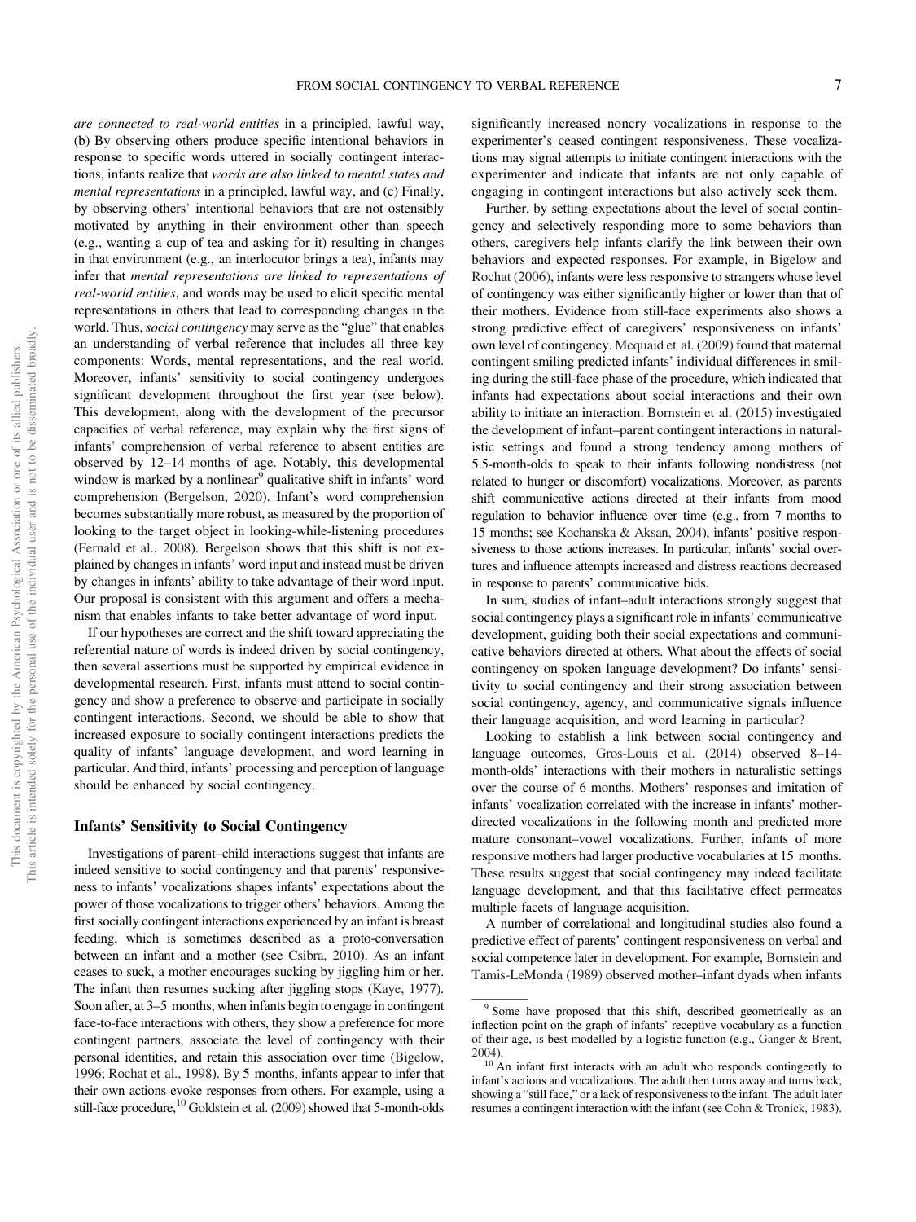*are connected to real-world entities* in a principled, lawful way, (b) By observing others produce specific intentional behaviors in response to specific words uttered in socially contingent interactions, infants realize that *words are also linked to mental states and mental representations* in a principled, lawful way, and (c) Finally, by observing others' intentional behaviors that are not ostensibly motivated by anything in their environment other than speech (e.g., wanting a cup of tea and asking for it) resulting in changes in that environment (e.g., an interlocutor brings a tea), infants may infer that *mental representations are linked to representations of real-world entities*, and words may be used to elicit specific mental representations in others that lead to corresponding changes in the world. Thus, *social contingency* may serve as the "glue" that enables an understanding of verbal reference that includes all three key components: Words, mental representations, and the real world. Moreover, infants' sensitivity to social contingency undergoes significant development throughout the first year (see below). This development, along with the development of the precursor capacities of verbal reference, may explain why the first signs of infants' comprehension of verbal reference to absent entities are observed by 12–14 months of age. Notably, this developmental window is marked by a nonlinear[9] qualitative shift in infants' word comprehension (Bergelson, 2020). Infant's word comprehension becomes substantially more robust, as measured by the proportion of looking to the target object in looking-while-listening procedures (Fernald et al., 2008). Bergelson shows that this shift is not explained by changes in infants' word input and instead must be driven by changes in infants' ability to take advantage of their word input. Our proposal is consistent with this argument and offers a mechanism that enables infants to take better advantage of word input.

If our hypotheses are correct and the shift toward appreciating the referential nature of words is indeed driven by social contingency, then several assertions must be supported by empirical evidence in developmental research. First, infants must attend to social contingency and show a preference to observe and participate in socially contingent interactions. Second, we should be able to show that increased exposure to socially contingent interactions predicts the quality of infants' language development, and word learning in particular. And third, infants' processing and perception of language should be enhanced by social contingency.

## Infants' Sensitivity to Social Contingency

Investigations of parent–child interactions suggest that infants are indeed sensitive to social contingency and that parents' responsiveness to infants' vocalizations shapes infants' expectations about the power of those vocalizations to trigger others' behaviors. Among the first socially contingent interactions experienced by an infant is breast feeding, which is sometimes described as a proto-conversation between an infant and a mother (see Csibra, 2010). As an infant ceases to suck, a mother encourages sucking by jiggling him or her. The infant then resumes sucking after jiggling stops (Kaye, 1977). Soon after, at 3–5 months, when infants begin to engage in contingent face-to-face interactions with others, they show a preference for more contingent partners, associate the level of contingency with their personal identities, and retain this association over time (Bigelow, 1996; Rochat et al., 1998). By 5 months, infants appear to infer that their own actions evoke responses from others. For example, using a still-face procedure,[10] Goldstein et al. (2009) showed that 5-month-olds significantly increased noncry vocalizations in response to the experimenter's ceased contingent responsiveness. These vocalizations may signal attempts to initiate contingent interactions with the experimenter and indicate that infants are not only capable of engaging in contingent interactions but also actively seek them.

Further, by setting expectations about the level of social contingency and selectively responding more to some behaviors than others, caregivers help infants clarify the link between their own behaviors and expected responses. For example, in Bigelow and Rochat (2006), infants were less responsive to strangers whose level of contingency was either significantly higher or lower than that of their mothers. Evidence from still-face experiments also shows a strong predictive effect of caregivers' responsiveness on infants' own level of contingency. Mcquaid et al. (2009) found that maternal contingent smiling predicted infants' individual differences in smiling during the still-face phase of the procedure, which indicated that infants had expectations about social interactions and their own ability to initiate an interaction. Bornstein et al. (2015) investigated the development of infant–parent contingent interactions in naturalistic settings and found a strong tendency among mothers of 5.5-month-olds to speak to their infants following nondistress (not related to hunger or discomfort) vocalizations. Moreover, as parents shift communicative actions directed at their infants from mood regulation to behavior influence over time (e.g., from 7 months to 15 months; see Kochanska & Aksan, 2004), infants' positive responsiveness to those actions increases. In particular, infants' social overtures and influence attempts increased and distress reactions decreased in response to parents' communicative bids.

In sum, studies of infant–adult interactions strongly suggest that social contingency plays a significant role in infants' communicative development, guiding both their social expectations and communicative behaviors directed at others. What about the effects of social contingency on spoken language development? Do infants' sensitivity to social contingency and their strong association between social contingency, agency, and communicative signals influence their language acquisition, and word learning in particular?

Looking to establish a link between social contingency and language outcomes, Gros-Louis et al. (2014) observed 8–14-month-olds' interactions with their mothers in naturalistic settings over the course of 6 months. Mothers' responses and imitation of infants' vocalization correlated with the increase in infants' mother-directed vocalizations in the following month and predicted more mature consonant–vowel vocalizations. Further, infants of more responsive mothers had larger productive vocabularies at 15 months. These results suggest that social contingency may indeed facilitate language development, and that this facilitative effect permeates multiple facets of language acquisition.

A number of correlational and longitudinal studies also found a predictive effect of parents' contingent responsiveness on verbal and social competence later in development. For example, Bornstein and Tamis-LeMonda (1989) observed mother–infant dyads when infants

[9] Some have proposed that this shift, described geometrically as an inflection point on the graph of infants' receptive vocabulary as a function of their age, is best modelled by a logistic function (e.g., Ganger & Brent, 2004).

[10] An infant first interacts with an adult who responds contingently to infant's actions and vocalizations. The adult then turns away and turns back, showing a "still face," or a lack of responsiveness to the infant. The adult later resumes a contingent interaction with the infant (see Cohn & Tronick, 1983).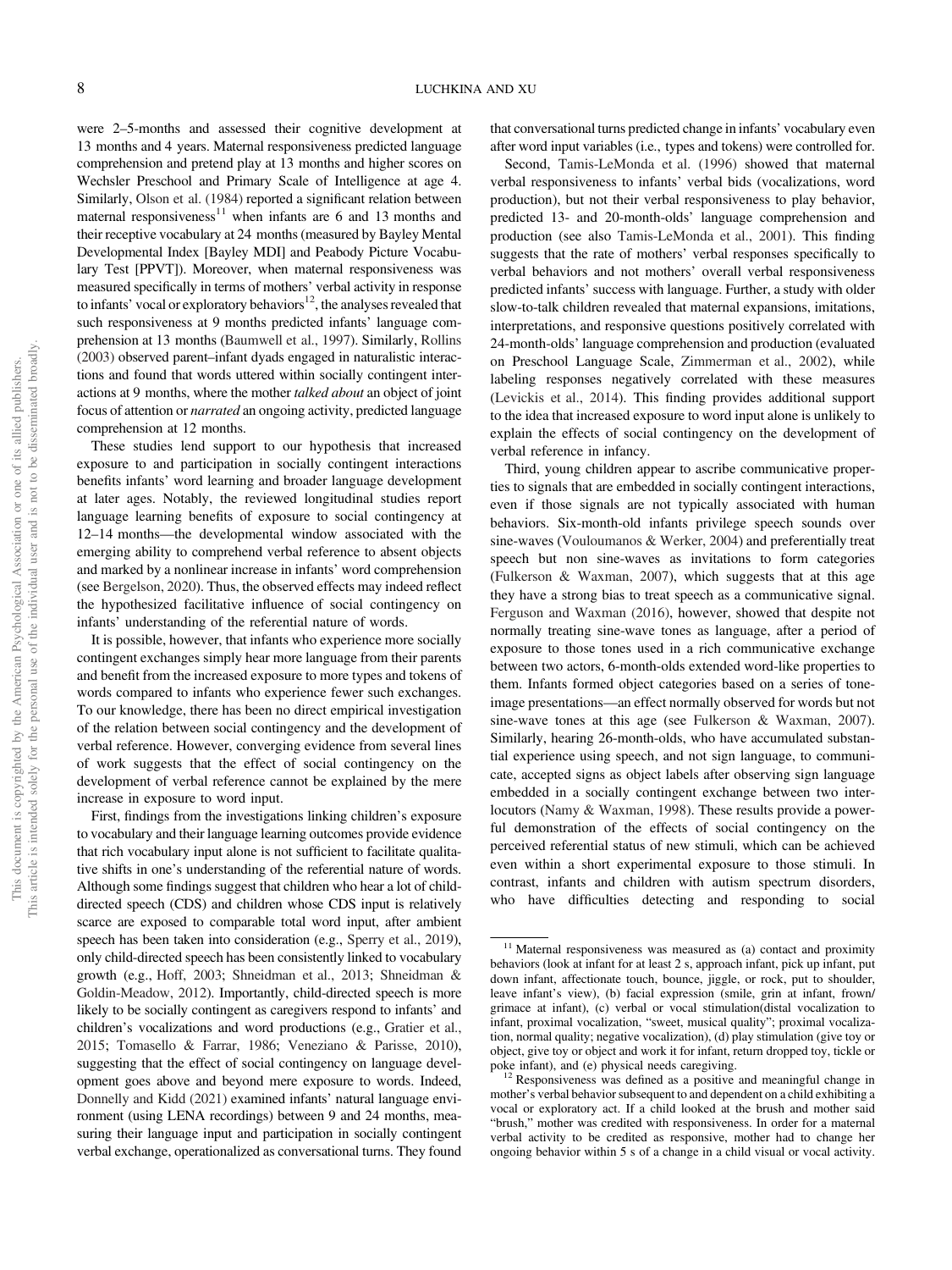were 2–5-months and assessed their cognitive development at 13 months and 4 years. Maternal responsiveness predicted language comprehension and pretend play at 13 months and higher scores on Wechsler Preschool and Primary Scale of Intelligence at age 4. Similarly, Olson et al. (1984) reported a significant relation between maternal responsiveness[11] when infants are 6 and 13 months and their receptive vocabulary at 24 months (measured by Bayley Mental Developmental Index [Bayley MDI] and Peabody Picture Vocabulary Test [PPVT]). Moreover, when maternal responsiveness was measured specifically in terms of mothers' verbal activity in response to infants' vocal or exploratory behaviors[12], the analyses revealed that such responsiveness at 9 months predicted infants' language comprehension at 13 months (Baumwell et al., 1997). Similarly, Rollins (2003) observed parent–infant dyads engaged in naturalistic interactions and found that words uttered within socially contingent interactions at 9 months, where the mother *talked about* an object of joint focus of attention or *narrated* an ongoing activity, predicted language comprehension at 12 months.

These studies lend support to our hypothesis that increased exposure to and participation in socially contingent interactions benefits infants' word learning and broader language development at later ages. Notably, the reviewed longitudinal studies report language learning benefits of exposure to social contingency at 12–14 months—the developmental window associated with the emerging ability to comprehend verbal reference to absent objects and marked by a nonlinear increase in infants' word comprehension (see Bergelson, 2020). Thus, the observed effects may indeed reflect the hypothesized facilitative influence of social contingency on infants' understanding of the referential nature of words.

It is possible, however, that infants who experience more socially contingent exchanges simply hear more language from their parents and benefit from the increased exposure to more types and tokens of words compared to infants who experience fewer such exchanges. To our knowledge, there has been no direct empirical investigation of the relation between social contingency and the development of verbal reference. However, converging evidence from several lines of work suggests that the effect of social contingency on the development of verbal reference cannot be explained by the mere increase in exposure to word input.

First, findings from the investigations linking children's exposure to vocabulary and their language learning outcomes provide evidence that rich vocabulary input alone is not sufficient to facilitate qualitative shifts in one's understanding of the referential nature of words. Although some findings suggest that children who hear a lot of child-directed speech (CDS) and children whose CDS input is relatively scarce are exposed to comparable total word input, after ambient speech has been taken into consideration (e.g., Sperry et al., 2019), only child-directed speech has been consistently linked to vocabulary growth (e.g., Hoff, 2003; Shneidman et al., 2013; Shneidman & Goldin-Meadow, 2012). Importantly, child-directed speech is more likely to be socially contingent as caregivers respond to infants' and children's vocalizations and word productions (e.g., Gratier et al., 2015; Tomasello & Farrar, 1986; Veneziano & Parisse, 2010), suggesting that the effect of social contingency on language development goes above and beyond mere exposure to words. Indeed, Donnelly and Kidd (2021) examined infants' natural language environment (using LENA recordings) between 9 and 24 months, measuring their language input and participation in socially contingent verbal exchange, operationalized as conversational turns. They found that conversational turns predicted change in infants' vocabulary even after word input variables (i.e., types and tokens) were controlled for.

Second, Tamis-LeMonda et al. (1996) showed that maternal verbal responsiveness to infants' verbal bids (vocalizations, word production), but not their verbal responsiveness to play behavior, predicted 13- and 20-month-olds' language comprehension and production (see also Tamis-LeMonda et al., 2001). This finding suggests that the rate of mothers' verbal responses specifically to verbal behaviors and not mothers' overall verbal responsiveness predicted infants' success with language. Further, a study with older slow-to-talk children revealed that maternal expansions, imitations, interpretations, and responsive questions positively correlated with 24-month-olds' language comprehension and production (evaluated on Preschool Language Scale, Zimmerman et al., 2002), while labeling responses negatively correlated with these measures (Levickis et al., 2014). This finding provides additional support to the idea that increased exposure to word input alone is unlikely to explain the effects of social contingency on the development of verbal reference in infancy.

Third, young children appear to ascribe communicative properties to signals that are embedded in socially contingent interactions, even if those signals are not typically associated with human behaviors. Six-month-old infants privilege speech sounds over sine-waves (Vouloumanos & Werker, 2004) and preferentially treat speech but non sine-waves as invitations to form categories (Fulkerson & Waxman, 2007), which suggests that at this age they have a strong bias to treat speech as a communicative signal. Ferguson and Waxman (2016), however, showed that despite not normally treating sine-wave tones as language, after a period of exposure to those tones used in a rich communicative exchange between two actors, 6-month-olds extended word-like properties to them. Infants formed object categories based on a series of tone-image presentations—an effect normally observed for words but not sine-wave tones at this age (see Fulkerson & Waxman, 2007). Similarly, hearing 26-month-olds, who have accumulated substantial experience using speech, and not sign language, to communicate, accepted signs as object labels after observing sign language embedded in a socially contingent exchange between two interlocutors (Namy & Waxman, 1998). These results provide a powerful demonstration of the effects of social contingency on the perceived referential status of new stimuli, which can be achieved even within a short experimental exposure to those stimuli. In contrast, infants and children with autism spectrum disorders, who have difficulties detecting and responding to social

[11] Maternal responsiveness was measured as (a) contact and proximity behaviors (look at infant for at least 2 s, approach infant, pick up infant, put down infant, affectionate touch, bounce, jiggle, or rock, put to shoulder, leave infant's view), (b) facial expression (smile, grin at infant, frown/grimace at infant), (c) verbal or vocal stimulation(distal vocalization to infant, proximal vocalization, "sweet, musical quality"; proximal vocalization, normal quality; negative vocalization), (d) play stimulation (give toy or object, give toy or object and work it for infant, return dropped toy, tickle or poke infant), and (e) physical needs caregiving.

[12] Responsiveness was defined as a positive and meaningful change in mother's verbal behavior subsequent to and dependent on a child exhibiting a vocal or exploratory act. If a child looked at the brush and mother said "brush," mother was credited with responsiveness. In order for a maternal verbal activity to be credited as responsive, mother had to change her ongoing behavior within 5 s of a change in a child visual or vocal activity.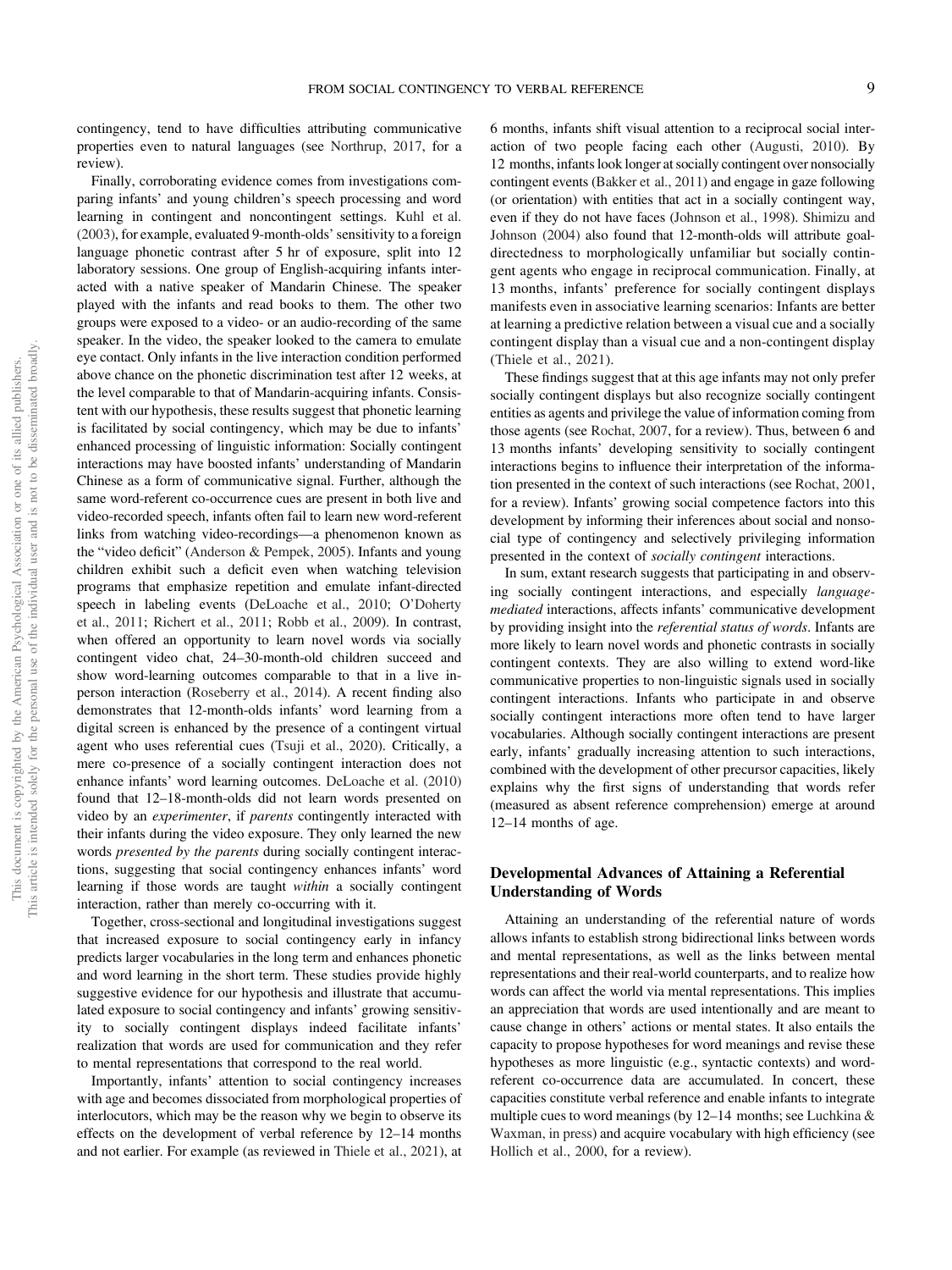contingency, tend to have difficulties attributing communicative properties even to natural languages (see Northrup, 2017, for a review).

Finally, corroborating evidence comes from investigations comparing infants' and young children's speech processing and word learning in contingent and noncontingent settings. Kuhl et al. (2003), for example, evaluated 9-month-olds' sensitivity to a foreign language phonetic contrast after 5 hr of exposure, split into 12 laboratory sessions. One group of English-acquiring infants interacted with a native speaker of Mandarin Chinese. The speaker played with the infants and read books to them. The other two groups were exposed to a video- or an audio-recording of the same speaker. In the video, the speaker looked to the camera to emulate eye contact. Only infants in the live interaction condition performed above chance on the phonetic discrimination test after 12 weeks, at the level comparable to that of Mandarin-acquiring infants. Consistent with our hypothesis, these results suggest that phonetic learning is facilitated by social contingency, which may be due to infants' enhanced processing of linguistic information: Socially contingent interactions may have boosted infants' understanding of Mandarin Chinese as a form of communicative signal. Further, although the same word-referent co-occurrence cues are present in both live and video-recorded speech, infants often fail to learn new word-referent links from watching video-recordings—a phenomenon known as the "video deficit" (Anderson & Pempek, 2005). Infants and young children exhibit such a deficit even when watching television programs that emphasize repetition and emulate infant-directed speech in labeling events (DeLoache et al., 2010; O'Doherty et al., 2011; Richert et al., 2011; Robb et al., 2009). In contrast, when offered an opportunity to learn novel words via socially contingent video chat, 24–30-month-old children succeed and show word-learning outcomes comparable to that in a live in-person interaction (Roseberry et al., 2014). A recent finding also demonstrates that 12-month-olds infants' word learning from a digital screen is enhanced by the presence of a contingent virtual agent who uses referential cues (Tsuji et al., 2020). Critically, a mere co-presence of a socially contingent interaction does not enhance infants' word learning outcomes. DeLoache et al. (2010) found that 12–18-month-olds did not learn words presented on video by an *experimenter*, if *parents* contingently interacted with their infants during the video exposure. They only learned the new words *presented by the parents* during socially contingent interactions, suggesting that social contingency enhances infants' word learning if those words are taught *within* a socially contingent interaction, rather than merely co-occurring with it.

Together, cross-sectional and longitudinal investigations suggest that increased exposure to social contingency early in infancy predicts larger vocabularies in the long term and enhances phonetic and word learning in the short term. These studies provide highly suggestive evidence for our hypothesis and illustrate that accumulated exposure to social contingency and infants' growing sensitivity to socially contingent displays indeed facilitate infants' realization that words are used for communication and they refer to mental representations that correspond to the real world.

Importantly, infants' attention to social contingency increases with age and becomes dissociated from morphological properties of interlocutors, which may be the reason why we begin to observe its effects on the development of verbal reference by 12–14 months and not earlier. For example (as reviewed in Thiele et al., 2021), at 6 months, infants shift visual attention to a reciprocal social interaction of two people facing each other (Augusti, 2010). By 12 months, infants look longer at socially contingent over nonsocially contingent events (Bakker et al., 2011) and engage in gaze following (or orientation) with entities that act in a socially contingent way, even if they do not have faces (Johnson et al., 1998). Shimizu and Johnson (2004) also found that 12-month-olds will attribute goal-directedness to morphologically unfamiliar but socially contingent agents who engage in reciprocal communication. Finally, at 13 months, infants' preference for socially contingent displays manifests even in associative learning scenarios: Infants are better at learning a predictive relation between a visual cue and a socially contingent display than a visual cue and a non-contingent display (Thiele et al., 2021).

These findings suggest that at this age infants may not only prefer socially contingent displays but also recognize socially contingent entities as agents and privilege the value of information coming from those agents (see Rochat, 2007, for a review). Thus, between 6 and 13 months infants' developing sensitivity to socially contingent interactions begins to influence their interpretation of the information presented in the context of such interactions (see Rochat, 2001, for a review). Infants' growing social competence factors into this development by informing their inferences about social and nonsocial type of contingency and selectively privileging information presented in the context of *socially contingent* interactions.

In sum, extant research suggests that participating in and observing socially contingent interactions, and especially *language-mediated* interactions, affects infants' communicative development by providing insight into the *referential status of words*. Infants are more likely to learn novel words and phonetic contrasts in socially contingent contexts. They are also willing to extend word-like communicative properties to non-linguistic signals used in socially contingent interactions. Infants who participate in and observe socially contingent interactions more often tend to have larger vocabularies. Although socially contingent interactions are present early, infants' gradually increasing attention to such interactions, combined with the development of other precursor capacities, likely explains why the first signs of understanding that words refer (measured as absent reference comprehension) emerge at around 12–14 months of age.

## Developmental Advances of Attaining a Referential Understanding of Words

Attaining an understanding of the referential nature of words allows infants to establish strong bidirectional links between words and mental representations, as well as the links between mental representations and their real-world counterparts, and to realize how words can affect the world via mental representations. This implies an appreciation that words are used intentionally and are meant to cause change in others' actions or mental states. It also entails the capacity to propose hypotheses for word meanings and revise these hypotheses as more linguistic (e.g., syntactic contexts) and word-referent co-occurrence data are accumulated. In concert, these capacities constitute verbal reference and enable infants to integrate multiple cues to word meanings (by 12–14 months; see Luchkina & Waxman, in press) and acquire vocabulary with high efficiency (see Hollich et al., 2000, for a review).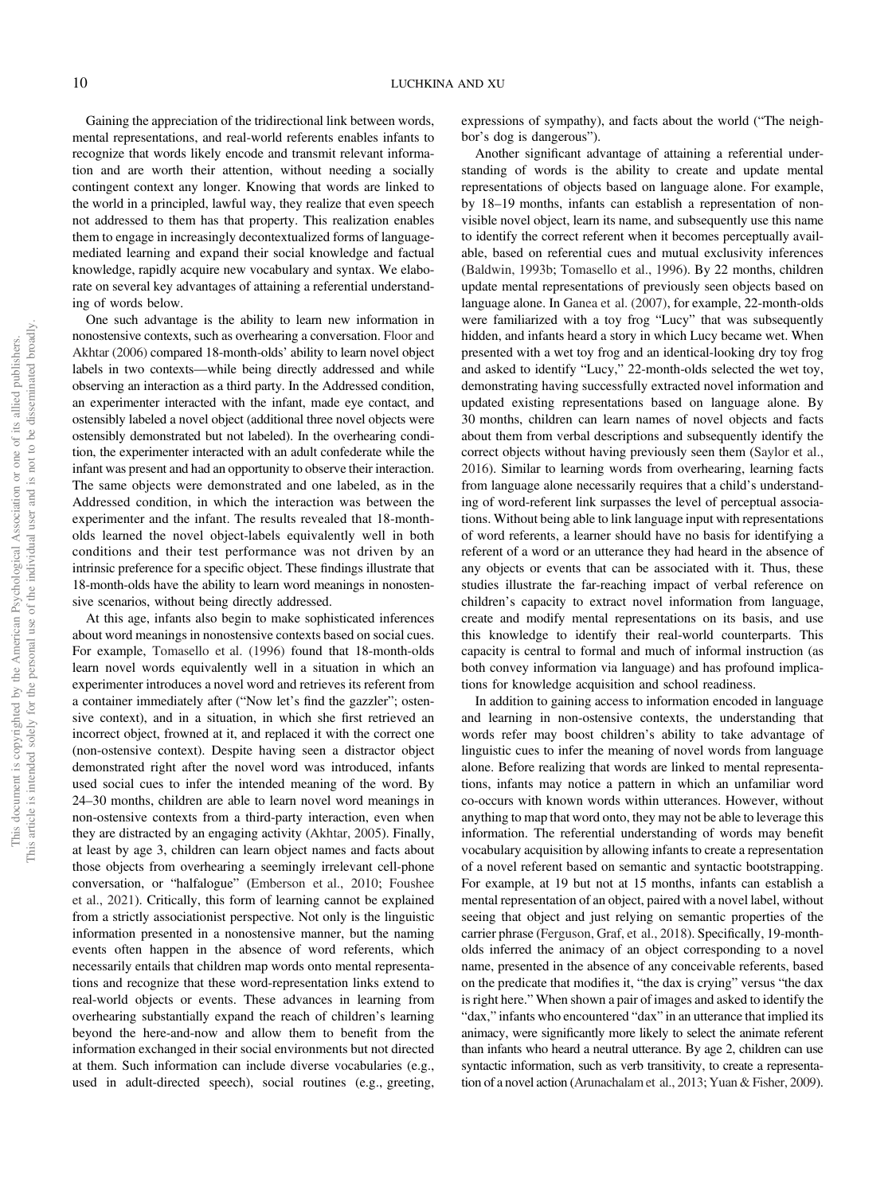Gaining the appreciation of the tridirectional link between words, mental representations, and real-world referents enables infants to recognize that words likely encode and transmit relevant information and are worth their attention, without needing a socially contingent context any longer. Knowing that words are linked to the world in a principled, lawful way, they realize that even speech not addressed to them has that property. This realization enables them to engage in increasingly decontextualized forms of language-mediated learning and expand their social knowledge and factual knowledge, rapidly acquire new vocabulary and syntax. We elaborate on several key advantages of attaining a referential understanding of words below.

One such advantage is the ability to learn new information in nonostensive contexts, such as overhearing a conversation. Floor and Akhtar (2006) compared 18-month-olds' ability to learn novel object labels in two contexts—while being directly addressed and while observing an interaction as a third party. In the Addressed condition, an experimenter interacted with the infant, made eye contact, and ostensibly labeled a novel object (additional three novel objects were ostensibly demonstrated but not labeled). In the overhearing condition, the experimenter interacted with an adult confederate while the infant was present and had an opportunity to observe their interaction. The same objects were demonstrated and one labeled, as in the Addressed condition, in which the interaction was between the experimenter and the infant. The results revealed that 18-month-olds learned the novel object-labels equivalently well in both conditions and their test performance was not driven by an intrinsic preference for a specific object. These findings illustrate that 18-month-olds have the ability to learn word meanings in nonostensive scenarios, without being directly addressed.

At this age, infants also begin to make sophisticated inferences about word meanings in nonostensive contexts based on social cues. For example, Tomasello et al. (1996) found that 18-month-olds learn novel words equivalently well in a situation in which an experimenter introduces a novel word and retrieves its referent from a container immediately after ("Now let's find the gazzler"; ostensive context), and in a situation, in which she first retrieved an incorrect object, frowned at it, and replaced it with the correct one (non-ostensive context). Despite having seen a distractor object demonstrated right after the novel word was introduced, infants used social cues to infer the intended meaning of the word. By 24–30 months, children are able to learn novel word meanings in non-ostensive contexts from a third-party interaction, even when they are distracted by an engaging activity (Akhtar, 2005). Finally, at least by age 3, children can learn object names and facts about those objects from overhearing a seemingly irrelevant cell-phone conversation, or "halfalogue" (Emberson et al., 2010; Foushee et al., 2021). Critically, this form of learning cannot be explained from a strictly associationist perspective. Not only is the linguistic information presented in a nonostensive manner, but the naming events often happen in the absence of word referents, which necessarily entails that children map words onto mental representations and recognize that these word-representation links extend to real-world objects or events. These advances in learning from overhearing substantially expand the reach of children's learning beyond the here-and-now and allow them to benefit from the information exchanged in their social environments but not directed at them. Such information can include diverse vocabularies (e.g., used in adult-directed speech), social routines (e.g., greeting, expressions of sympathy), and facts about the world ("The neighbor's dog is dangerous").

Another significant advantage of attaining a referential understanding of words is the ability to create and update mental representations of objects based on language alone. For example, by 18–19 months, infants can establish a representation of non-visible novel object, learn its name, and subsequently use this name to identify the correct referent when it becomes perceptually available, based on referential cues and mutual exclusivity inferences (Baldwin, 1993b; Tomasello et al., 1996). By 22 months, children update mental representations of previously seen objects based on language alone. In Ganea et al. (2007), for example, 22-month-olds were familiarized with a toy frog "Lucy" that was subsequently hidden, and infants heard a story in which Lucy became wet. When presented with a wet toy frog and an identical-looking dry toy frog and asked to identify "Lucy," 22-month-olds selected the wet toy, demonstrating having successfully extracted novel information and updated existing representations based on language alone. By 30 months, children can learn names of novel objects and facts about them from verbal descriptions and subsequently identify the correct objects without having previously seen them (Saylor et al., 2016). Similar to learning words from overhearing, learning facts from language alone necessarily requires that a child's understanding of word-referent link surpasses the level of perceptual associations. Without being able to link language input with representations of word referents, a learner should have no basis for identifying a referent of a word or an utterance they had heard in the absence of any objects or events that can be associated with it. Thus, these studies illustrate the far-reaching impact of verbal reference on children's capacity to extract novel information from language, create and modify mental representations on its basis, and use this knowledge to identify their real-world counterparts. This capacity is central to formal and much of informal instruction (as both convey information via language) and has profound implications for knowledge acquisition and school readiness.

In addition to gaining access to information encoded in language and learning in non-ostensive contexts, the understanding that words refer may boost children's ability to take advantage of linguistic cues to infer the meaning of novel words from language alone. Before realizing that words are linked to mental representations, infants may notice a pattern in which an unfamiliar word co-occurs with known words within utterances. However, without anything to map that word onto, they may not be able to leverage this information. The referential understanding of words may benefit vocabulary acquisition by allowing infants to create a representation of a novel referent based on semantic and syntactic bootstrapping. For example, at 19 but not at 15 months, infants can establish a mental representation of an object, paired with a novel label, without seeing that object and just relying on semantic properties of the carrier phrase (Ferguson, Graf, et al., 2018). Specifically, 19-month-olds inferred the animacy of an object corresponding to a novel name, presented in the absence of any conceivable referents, based on the predicate that modifies it, "the dax is crying" versus "the dax is right here." When shown a pair of images and asked to identify the "dax," infants who encountered "dax" in an utterance that implied its animacy, were significantly more likely to select the animate referent than infants who heard a neutral utterance. By age 2, children can use syntactic information, such as verb transitivity, to create a representation of a novel action (Arunachalam et al., 2013; Yuan & Fisher, 2009).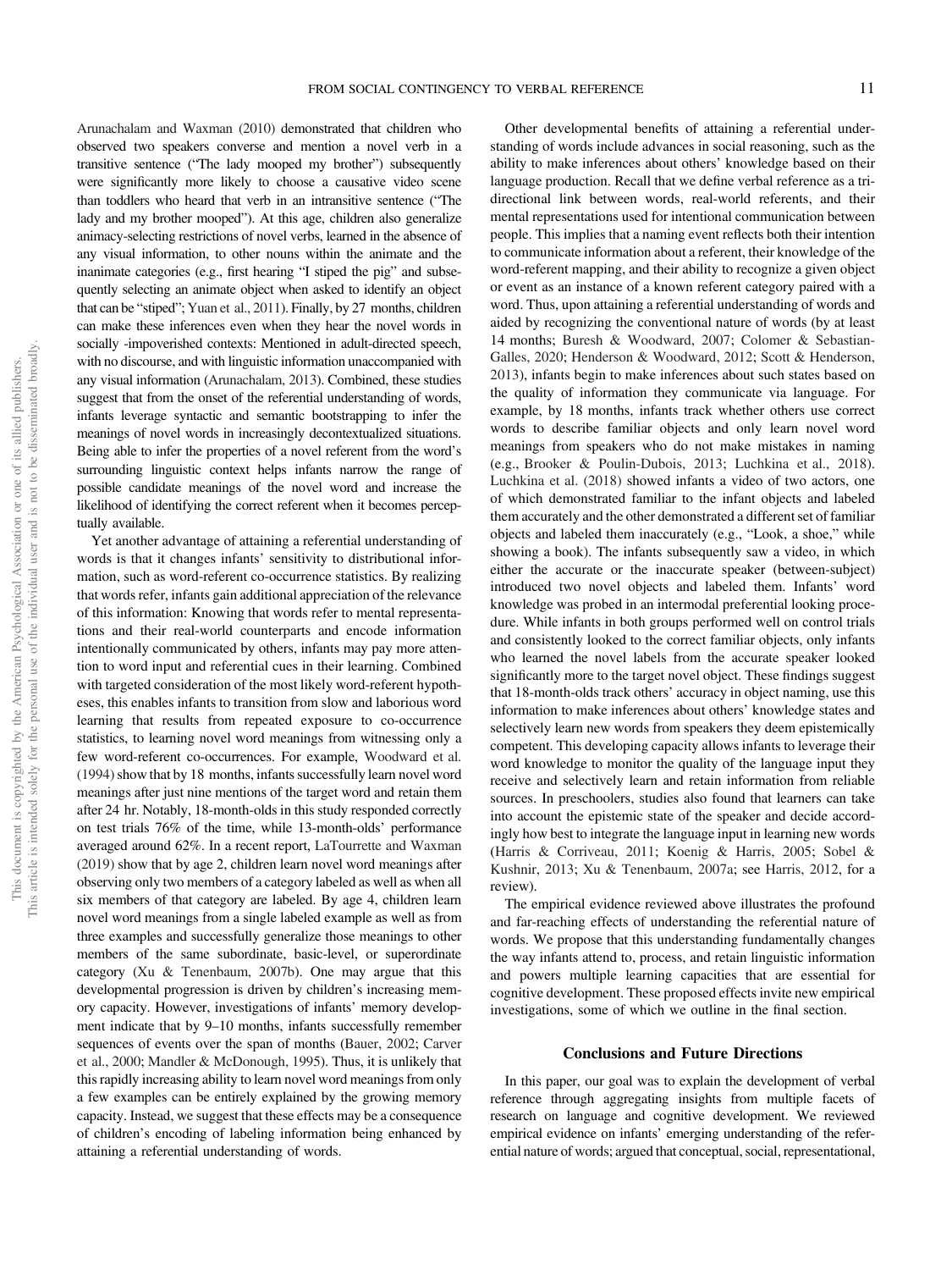Arunachalam and Waxman (2010) demonstrated that children who observed two speakers converse and mention a novel verb in a transitive sentence ("The lady mooped my brother") subsequently were significantly more likely to choose a causative video scene than toddlers who heard that verb in an intransitive sentence ("The lady and my brother mooped"). At this age, children also generalize animacy-selecting restrictions of novel verbs, learned in the absence of any visual information, to other nouns within the animate and the inanimate categories (e.g., first hearing "I stiped the pig" and subsequently selecting an animate object when asked to identify an object that can be "stiped"; Yuan et al., 2011). Finally, by 27 months, children can make these inferences even when they hear the novel words in socially -impoverished contexts: Mentioned in adult-directed speech, with no discourse, and with linguistic information unaccompanied with any visual information (Arunachalam, 2013). Combined, these studies suggest that from the onset of the referential understanding of words, infants leverage syntactic and semantic bootstrapping to infer the meanings of novel words in increasingly decontextualized situations. Being able to infer the properties of a novel referent from the word's surrounding linguistic context helps infants narrow the range of possible candidate meanings of the novel word and increase the likelihood of identifying the correct referent when it becomes perceptually available.

Yet another advantage of attaining a referential understanding of words is that it changes infants' sensitivity to distributional information, such as word-referent co-occurrence statistics. By realizing that words refer, infants gain additional appreciation of the relevance of this information: Knowing that words refer to mental representations and their real-world counterparts and encode information intentionally communicated by others, infants may pay more attention to word input and referential cues in their learning. Combined with targeted consideration of the most likely word-referent hypotheses, this enables infants to transition from slow and laborious word learning that results from repeated exposure to co-occurrence statistics, to learning novel word meanings from witnessing only a few word-referent co-occurrences. For example, Woodward et al. (1994) show that by 18 months, infants successfully learn novel word meanings after just nine mentions of the target word and retain them after 24 hr. Notably, 18-month-olds in this study responded correctly on test trials 76% of the time, while 13-month-olds' performance averaged around 62%. In a recent report, LaTourrette and Waxman (2019) show that by age 2, children learn novel word meanings after observing only two members of a category labeled as well as when all six members of that category are labeled. By age 4, children learn novel word meanings from a single labeled example as well as from three examples and successfully generalize those meanings to other members of the same subordinate, basic-level, or superordinate category (Xu & Tenenbaum, 2007b). One may argue that this developmental progression is driven by children's increasing memory capacity. However, investigations of infants' memory development indicate that by 9–10 months, infants successfully remember sequences of events over the span of months (Bauer, 2002; Carver et al., 2000; Mandler & McDonough, 1995). Thus, it is unlikely that this rapidly increasing ability to learn novel word meanings from only a few examples can be entirely explained by the growing memory capacity. Instead, we suggest that these effects may be a consequence of children's encoding of labeling information being enhanced by attaining a referential understanding of words.

Other developmental benefits of attaining a referential understanding of words include advances in social reasoning, such as the ability to make inferences about others' knowledge based on their language production. Recall that we define verbal reference as a tri-directional link between words, real-world referents, and their mental representations used for intentional communication between people. This implies that a naming event reflects both their intention to communicate information about a referent, their knowledge of the word-referent mapping, and their ability to recognize a given object or event as an instance of a known referent category paired with a word. Thus, upon attaining a referential understanding of words and aided by recognizing the conventional nature of words (by at least 14 months; Buresh & Woodward, 2007; Colomer & Sebastian-Galles, 2020; Henderson & Woodward, 2012; Scott & Henderson, 2013), infants begin to make inferences about such states based on the quality of information they communicate via language. For example, by 18 months, infants track whether others use correct words to describe familiar objects and only learn novel word meanings from speakers who do not make mistakes in naming (e.g., Brooker & Poulin-Dubois, 2013; Luchkina et al., 2018). Luchkina et al. (2018) showed infants a video of two actors, one of which demonstrated familiar to the infant objects and labeled them accurately and the other demonstrated a different set of familiar objects and labeled them inaccurately (e.g., "Look, a shoe," while showing a book). The infants subsequently saw a video, in which either the accurate or the inaccurate speaker (between-subject) introduced two novel objects and labeled them. Infants' word knowledge was probed in an intermodal preferential looking procedure. While infants in both groups performed well on control trials and consistently looked to the correct familiar objects, only infants who learned the novel labels from the accurate speaker looked significantly more to the target novel object. These findings suggest that 18-month-olds track others' accuracy in object naming, use this information to make inferences about others' knowledge states and selectively learn new words from speakers they deem epistemically competent. This developing capacity allows infants to leverage their word knowledge to monitor the quality of the language input they receive and selectively learn and retain information from reliable sources. In preschoolers, studies also found that learners can take into account the epistemic state of the speaker and decide accordingly how best to integrate the language input in learning new words (Harris & Corriveau, 2011; Koenig & Harris, 2005; Sobel & Kushnir, 2013; Xu & Tenenbaum, 2007a; see Harris, 2012, for a review).

The empirical evidence reviewed above illustrates the profound and far-reaching effects of understanding the referential nature of words. We propose that this understanding fundamentally changes the way infants attend to, process, and retain linguistic information and powers multiple learning capacities that are essential for cognitive development. These proposed effects invite new empirical investigations, some of which we outline in the final section.

## Conclusions and Future Directions

In this paper, our goal was to explain the development of verbal reference through aggregating insights from multiple facets of research on language and cognitive development. We reviewed empirical evidence on infants' emerging understanding of the referential nature of words; argued that conceptual, social, representational,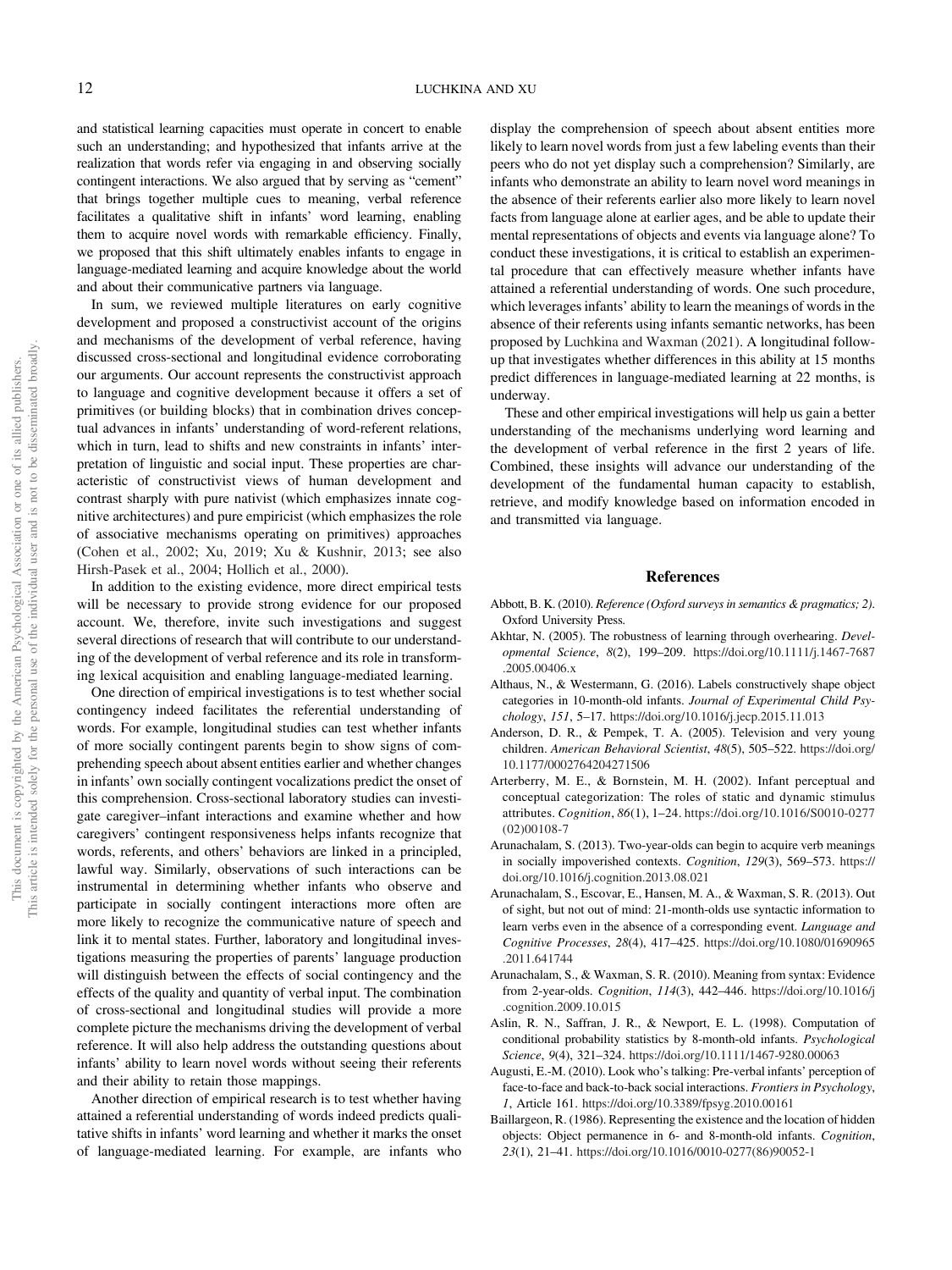and statistical learning capacities must operate in concert to enable such an understanding; and hypothesized that infants arrive at the realization that words refer via engaging in and observing socially contingent interactions. We also argued that by serving as "cement" that brings together multiple cues to meaning, verbal reference facilitates a qualitative shift in infants' word learning, enabling them to acquire novel words with remarkable efficiency. Finally, we proposed that this shift ultimately enables infants to engage in language-mediated learning and acquire knowledge about the world and about their communicative partners via language.

In sum, we reviewed multiple literatures on early cognitive development and proposed a constructivist account of the origins and mechanisms of the development of verbal reference, having discussed cross-sectional and longitudinal evidence corroborating our arguments. Our account represents the constructivist approach to language and cognitive development because it offers a set of primitives (or building blocks) that in combination drives conceptual advances in infants' understanding of word-referent relations, which in turn, lead to shifts and new constraints in infants' interpretation of linguistic and social input. These properties are characteristic of constructivist views of human development and contrast sharply with pure nativist (which emphasizes innate cognitive architectures) and pure empiricist (which emphasizes the role of associative mechanisms operating on primitives) approaches (Cohen et al., 2002; Xu, 2019; Xu & Kushnir, 2013; see also Hirsh-Pasek et al., 2004; Hollich et al., 2000).

In addition to the existing evidence, more direct empirical tests will be necessary to provide strong evidence for our proposed account. We, therefore, invite such investigations and suggest several directions of research that will contribute to our understanding of the development of verbal reference and its role in transforming lexical acquisition and enabling language-mediated learning.

One direction of empirical investigations is to test whether social contingency indeed facilitates the referential understanding of words. For example, longitudinal studies can test whether infants of more socially contingent parents begin to show signs of comprehending speech about absent entities earlier and whether changes in infants' own socially contingent vocalizations predict the onset of this comprehension. Cross-sectional laboratory studies can investigate caregiver–infant interactions and examine whether and how caregivers' contingent responsiveness helps infants recognize that words, referents, and others' behaviors are linked in a principled, lawful way. Similarly, observations of such interactions can be instrumental in determining whether infants who observe and participate in socially contingent interactions more often are more likely to recognize the communicative nature of speech and link it to mental states. Further, laboratory and longitudinal investigations measuring the properties of parents' language production will distinguish between the effects of social contingency and the effects of the quality and quantity of verbal input. The combination of cross-sectional and longitudinal studies will provide a more complete picture the mechanisms driving the development of verbal reference. It will also help address the outstanding questions about infants' ability to learn novel words without seeing their referents and their ability to retain those mappings.

Another direction of empirical research is to test whether having attained a referential understanding of words indeed predicts qualitative shifts in infants' word learning and whether it marks the onset of language-mediated learning. For example, are infants who display the comprehension of speech about absent entities more likely to learn novel words from just a few labeling events than their peers who do not yet display such a comprehension? Similarly, are infants who demonstrate an ability to learn novel word meanings in the absence of their referents earlier also more likely to learn novel facts from language alone at earlier ages, and be able to update their mental representations of objects and events via language alone? To conduct these investigations, it is critical to establish an experimental procedure that can effectively measure whether infants have attained a referential understanding of words. One such procedure, which leverages infants' ability to learn the meanings of words in the absence of their referents using infants semantic networks, has been proposed by Luchkina and Waxman (2021). A longitudinal follow-up that investigates whether differences in this ability at 15 months predict differences in language-mediated learning at 22 months, is underway.

These and other empirical investigations will help us gain a better understanding of the mechanisms underlying word learning and the development of verbal reference in the first 2 years of life. Combined, these insights will advance our understanding of the development of the fundamental human capacity to establish, retrieve, and modify knowledge based on information encoded in and transmitted via language.

## References

Abbott, B. K. (2010). *Reference (Oxford surveys in semantics & pragmatics; 2)*. Oxford University Press.

Akhtar, N. (2005). The robustness of learning through overhearing. *Developmental Science*, *8*(2), 199–209. https://doi.org/10.1111/j.1467-7687.2005.00406.x

Althaus, N., & Westermann, G. (2016). Labels constructively shape object categories in 10-month-old infants. *Journal of Experimental Child Psychology*, *151*, 5–17. https://doi.org/10.1016/j.jecp.2015.11.013

Anderson, D. R., & Pempek, T. A. (2005). Television and very young children. *American Behavioral Scientist*, *48*(5), 505–522. https://doi.org/10.1177/0002764204271506

Arterberry, M. E., & Bornstein, M. H. (2002). Infant perceptual and conceptual categorization: The roles of static and dynamic stimulus attributes. *Cognition*, *86*(1), 1–24. https://doi.org/10.1016/S0010-0277(02)00108-7

Arunachalam, S. (2013). Two-year-olds can begin to acquire verb meanings in socially impoverished contexts. *Cognition*, *129*(3), 569–573. https://doi.org/10.1016/j.cognition.2013.08.021

Arunachalam, S., Escovar, E., Hansen, M. A., & Waxman, S. R. (2013). Out of sight, but not out of mind: 21-month-olds use syntactic information to learn verbs even in the absence of a corresponding event. *Language and Cognitive Processes*, *28*(4), 417–425. https://doi.org/10.1080/01690965.2011.641744

Arunachalam, S., & Waxman, S. R. (2010). Meaning from syntax: Evidence from 2-year-olds. *Cognition*, *114*(3), 442–446. https://doi.org/10.1016/j.cognition.2009.10.015

Aslin, R. N., Saffran, J. R., & Newport, E. L. (1998). Computation of conditional probability statistics by 8-month-old infants. *Psychological Science*, *9*(4), 321–324. https://doi.org/10.1111/1467-9280.00063

Augusti, E.-M. (2010). Look who's talking: Pre-verbal infants' perception of face-to-face and back-to-back social interactions. *Frontiers in Psychology*, *1*, Article 161. https://doi.org/10.3389/fpsyg.2010.00161

Baillargeon, R. (1986). Representing the existence and the location of hidden objects: Object permanence in 6- and 8-month-old infants. *Cognition*, *23*(1), 21–41. https://doi.org/10.1016/0010-0277(86)90052-1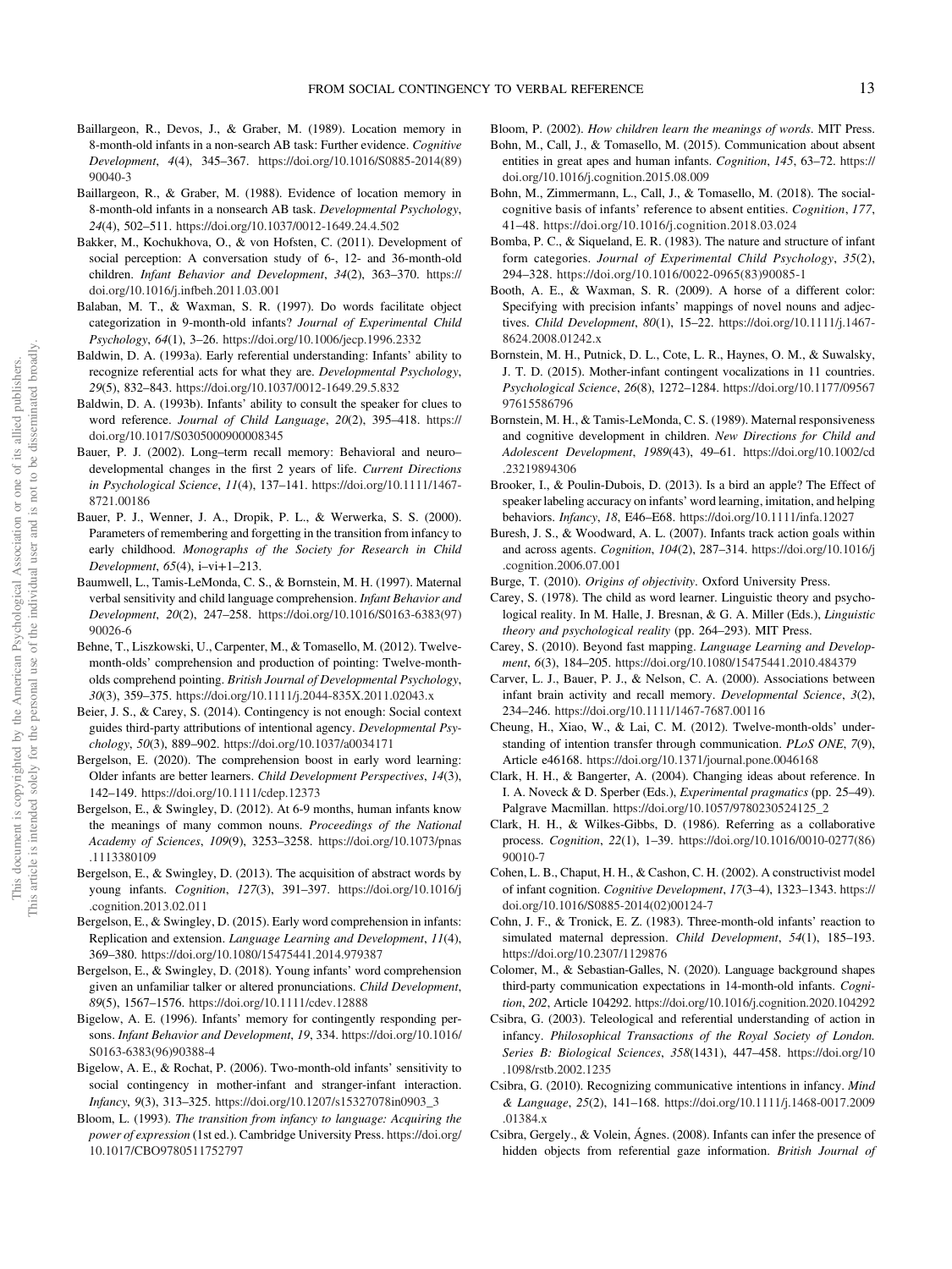Baillargeon, R., Devos, J., & Graber, M. (1989). Location memory in 8-month-old infants in a non-search AB task: Further evidence. *Cognitive Development*, *4*(4), 345–367. https://doi.org/10.1016/S0885-2014(89)90040-3

Baillargeon, R., & Graber, M. (1988). Evidence of location memory in 8-month-old infants in a nonsearch AB task. *Developmental Psychology*, *24*(4), 502–511. https://doi.org/10.1037/0012-1649.24.4.502

Bakker, M., Kochukhova, O., & von Hofsten, C. (2011). Development of social perception: A conversation study of 6-, 12- and 36-month-old children. *Infant Behavior and Development*, *34*(2), 363–370. https://doi.org/10.1016/j.infbeh.2011.03.001

Balaban, M. T., & Waxman, S. R. (1997). Do words facilitate object categorization in 9-month-old infants? *Journal of Experimental Child Psychology*, *64*(1), 3–26. https://doi.org/10.1006/jecp.1996.2332

Baldwin, D. A. (1993a). Early referential understanding: Infants' ability to recognize referential acts for what they are. *Developmental Psychology*, *29*(5), 832–843. https://doi.org/10.1037/0012-1649.29.5.832

Baldwin, D. A. (1993b). Infants' ability to consult the speaker for clues to word reference. *Journal of Child Language*, *20*(2), 395–418. https://doi.org/10.1017/S0305000900008345

Bauer, P. J. (2002). Long–term recall memory: Behavioral and neuro–developmental changes in the first 2 years of life. *Current Directions in Psychological Science*, *11*(4), 137–141. https://doi.org/10.1111/1467-8721.00186

Bauer, P. J., Wenner, J. A., Dropik, P. L., & Werwerka, S. S. (2000). Parameters of remembering and forgetting in the transition from infancy to early childhood. *Monographs of the Society for Research in Child Development*, *65*(4), i–vi+1–213.

Baumwell, L., Tamis-LeMonda, C. S., & Bornstein, M. H. (1997). Maternal verbal sensitivity and child language comprehension. *Infant Behavior and Development*, *20*(2), 247–258. https://doi.org/10.1016/S0163-6383(97)90026-6

Behne, T., Liszkowski, U., Carpenter, M., & Tomasello, M. (2012). Twelve-month-olds' comprehension and production of pointing: Twelve-month-olds comprehend pointing. *British Journal of Developmental Psychology*, *30*(3), 359–375. https://doi.org/10.1111/j.2044-835X.2011.02043.x

Beier, J. S., & Carey, S. (2014). Contingency is not enough: Social context guides third-party attributions of intentional agency. *Developmental Psychology*, *50*(3), 889–902. https://doi.org/10.1037/a0034171

Bergelson, E. (2020). The comprehension boost in early word learning: Older infants are better learners. *Child Development Perspectives*, *14*(3), 142–149. https://doi.org/10.1111/cdep.12373

Bergelson, E., & Swingley, D. (2012). At 6-9 months, human infants know the meanings of many common nouns. *Proceedings of the National Academy of Sciences*, *109*(9), 3253–3258. https://doi.org/10.1073/pnas.1113380109

Bergelson, E., & Swingley, D. (2013). The acquisition of abstract words by young infants. *Cognition*, *127*(3), 391–397. https://doi.org/10.1016/j.cognition.2013.02.011

Bergelson, E., & Swingley, D. (2015). Early word comprehension in infants: Replication and extension. *Language Learning and Development*, *11*(4), 369–380. https://doi.org/10.1080/15475441.2014.979387

Bergelson, E., & Swingley, D. (2018). Young infants' word comprehension given an unfamiliar talker or altered pronunciations. *Child Development*, *89*(5), 1567–1576. https://doi.org/10.1111/cdev.12888

Bigelow, A. E. (1996). Infants' memory for contingently responding persons. *Infant Behavior and Development*, *19*, 334. https://doi.org/10.1016/S0163-6383(96)90388-4

Bigelow, A. E., & Rochat, P. (2006). Two-month-old infants' sensitivity to social contingency in mother-infant and stranger-infant interaction. *Infancy*, *9*(3), 313–325. https://doi.org/10.1207/s15327078in0903_3

Bloom, L. (1993). *The transition from infancy to language: Acquiring the power of expression* (1st ed.). Cambridge University Press. https://doi.org/10.1017/CBO9780511752797

Bloom, P. (2002). *How children learn the meanings of words*. MIT Press.

Bohn, M., Call, J., & Tomasello, M. (2015). Communication about absent entities in great apes and human infants. *Cognition*, *145*, 63–72. https://doi.org/10.1016/j.cognition.2015.08.009

Bohn, M., Zimmermann, L., Call, J., & Tomasello, M. (2018). The social-cognitive basis of infants' reference to absent entities. *Cognition*, *177*, 41–48. https://doi.org/10.1016/j.cognition.2018.03.024

Bomba, P. C., & Siqueland, E. R. (1983). The nature and structure of infant form categories. *Journal of Experimental Child Psychology*, *35*(2), 294–328. https://doi.org/10.1016/0022-0965(83)90085-1

Booth, A. E., & Waxman, S. R. (2009). A horse of a different color: Specifying with precision infants' mappings of novel nouns and adjectives. *Child Development*, *80*(1), 15–22. https://doi.org/10.1111/j.1467-8624.2008.01242.x

Bornstein, M. H., Putnick, D. L., Cote, L. R., Haynes, O. M., & Suwalsky, J. T. D. (2015). Mother-infant contingent vocalizations in 11 countries. *Psychological Science*, *26*(8), 1272–1284. https://doi.org/10.1177/0956797615586796

Bornstein, M. H., & Tamis-LeMonda, C. S. (1989). Maternal responsiveness and cognitive development in children. *New Directions for Child and Adolescent Development*, *1989*(43), 49–61. https://doi.org/10.1002/cd.23219894306

Brooker, I., & Poulin-Dubois, D. (2013). Is a bird an apple? The Effect of speaker labeling accuracy on infants' word learning, imitation, and helping behaviors. *Infancy*, *18*, E46–E68. https://doi.org/10.1111/infa.12027

Buresh, J. S., & Woodward, A. L. (2007). Infants track action goals within and across agents. *Cognition*, *104*(2), 287–314. https://doi.org/10.1016/j.cognition.2006.07.001

Burge, T. (2010). *Origins of objectivity*. Oxford University Press.

Carey, S. (1978). The child as word learner. Linguistic theory and psychological reality. In M. Halle, J. Bresnan, & G. A. Miller (Eds.), *Linguistic theory and psychological reality* (pp. 264–293). MIT Press.

Carey, S. (2010). Beyond fast mapping. *Language Learning and Development*, *6*(3), 184–205. https://doi.org/10.1080/15475441.2010.484379

Carver, L. J., Bauer, P. J., & Nelson, C. A. (2000). Associations between infant brain activity and recall memory. *Developmental Science*, *3*(2), 234–246. https://doi.org/10.1111/1467-7687.00116

Cheung, H., Xiao, W., & Lai, C. M. (2012). Twelve-month-olds' understanding of intention transfer through communication. *PLoS ONE*, *7*(9), Article e46168. https://doi.org/10.1371/journal.pone.0046168

Clark, H. H., & Bangerter, A. (2004). Changing ideas about reference. In I. A. Noveck & D. Sperber (Eds.), *Experimental pragmatics* (pp. 25–49). Palgrave Macmillan. https://doi.org/10.1057/9780230524125_2

Clark, H. H., & Wilkes-Gibbs, D. (1986). Referring as a collaborative process. *Cognition*, *22*(1), 1–39. https://doi.org/10.1016/0010-0277(86)90010-7

Cohen, L. B., Chaput, H. H., & Cashon, C. H. (2002). A constructivist model of infant cognition. *Cognitive Development*, *17*(3–4), 1323–1343. https://doi.org/10.1016/S0885-2014(02)00124-7

Cohn, J. F., & Tronick, E. Z. (1983). Three-month-old infants' reaction to simulated maternal depression. *Child Development*, *54*(1), 185–193. https://doi.org/10.2307/1129876

Colomer, M., & Sebastian-Galles, N. (2020). Language background shapes third-party communication expectations in 14-month-old infants. *Cognition*, *202*, Article 104292. https://doi.org/10.1016/j.cognition.2020.104292

Csibra, G. (2003). Teleological and referential understanding of action in infancy. *Philosophical Transactions of the Royal Society of London. Series B: Biological Sciences*, *358*(1431), 447–458. https://doi.org/10.1098/rstb.2002.1235

Csibra, G. (2010). Recognizing communicative intentions in infancy. *Mind & Language*, *25*(2), 141–168. https://doi.org/10.1111/j.1468-0017.2009.01384.x

Csibra, Gergely., & Volein, Ágnes. (2008). Infants can infer the presence of hidden objects from referential gaze information. *British Journal of*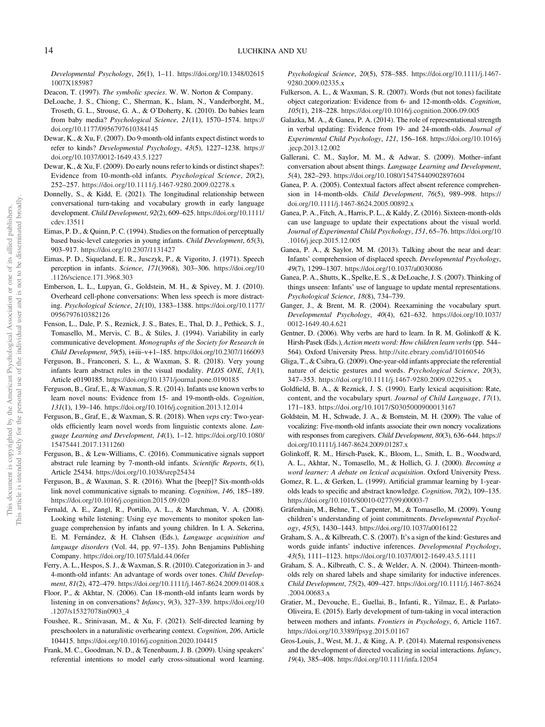*Developmental Psychology*, *26*(1), 1–11. https://doi.org/10.1348/026151007X185987

Deacon, T. (1997). *The symbolic species*. W. W. Norton & Company.

DeLoache, J. S., Chiong, C., Sherman, K., Islam, N., Vanderborght, M., Troseth, G. L., Strouse, G. A., & O'Doherty, K. (2010). Do babies learn from baby media? *Psychological Science*, *21*(11), 1570–1574. https://doi.org/10.1177/0956797610384145

Dewar, K., & Xu, F. (2007). Do 9-month-old infants expect distinct words to refer to kinds? *Developmental Psychology*, *43*(5), 1227–1238. https://doi.org/10.1037/0012-1649.43.5.1227

Dewar, K., & Xu, F. (2009). Do early nouns refer to kinds or distinct shapes?: Evidence from 10-month-old infants. *Psychological Science*, *20*(2), 252–257. https://doi.org/10.1111/j.1467-9280.2009.02278.x

Donnelly, S., & Kidd, E. (2021). The longitudinal relationship between conversational turn-taking and vocabulary growth in early language development. *Child Development*, *92*(2), 609–625. https://doi.org/10.1111/cdev.13511

Eimas, P. D., & Quinn, P. C. (1994). Studies on the formation of perceptually based basic-level categories in young infants. *Child Development*, *65*(3), 903–917. https://doi.org/10.2307/1131427

Eimas, P. D., Siqueland, E. R., Jusczyk, P., & Vigorito, J. (1971). Speech perception in infants. *Science*, *171*(3968), 303–306. https://doi.org/10.1126/science.171.3968.303

Emberson, L. L., Lupyan, G., Goldstein, M. H., & Spivey, M. J. (2010). Overheard cell-phone conversations: When less speech is more distracting. *Psychological Science*, *21*(10), 1383–1388. https://doi.org/10.1177/0956797610382126

Fenson, L., Dale, P. S., Reznick, J. S., Bates, E., Thal, D. J., Pethick, S. J., Tomasello, M., Mervis, C. B., & Stiles, J. (1994). Variability in early communicative development. *Monographs of the Society for Research in Child Development*, *59*(5), i+iii–v+1–185. https://doi.org/10.2307/1166093

Ferguson, B., Franconeri, S. L., & Waxman, S. R. (2018). Very young infants learn abstract rules in the visual modality. *PLOS ONE*, *13*(1), Article e0190185. https://doi.org/10.1371/journal.pone.0190185

Ferguson, B., Graf, E., & Waxman, S. R. (2014). Infants use known verbs to learn novel nouns: Evidence from 15- and 19-month-olds. *Cognition*, *131*(1), 139–146. https://doi.org/10.1016/j.cognition.2013.12.014

Ferguson, B., Graf, E., & Waxman, S. R. (2018). When *veps* cry: Two-year-olds efficiently learn novel words from linguistic contexts alone. *Language Learning and Development*, *14*(1), 1–12. https://doi.org/10.1080/15475441.2017.1311260

Ferguson, B., & Lew-Williams, C. (2016). Communicative signals support abstract rule learning by 7-month-old infants. *Scientific Reports*, *6*(1), Article 25434. https://doi.org/10.1038/srep25434

Ferguson, B., & Waxman, S. R. (2016). What the [beep]? Six-month-olds link novel communicative signals to meaning. *Cognition*, *146*, 185–189. https://doi.org/10.1016/j.cognition.2015.09.020

Fernald, A. E., Zangl, R., Portillo, A. L., & Marchman, V. A. (2008). Looking while listening: Using eye movements to monitor spoken language comprehension by infants and young children. In I. A. Sekerina, E. M. Fernández, & H. Clahsen (Eds.), *Language acquisition and language disorders* (Vol. 44, pp. 97–135). John Benjamins Publishing Company. https://doi.org/10.1075/lald.44.06fer

Ferry, A. L., Hespos, S. J., & Waxman, S. R. (2010). Categorization in 3- and 4-month-old infants: An advantage of words over tones. *Child Development*, *81*(2), 472–479. https://doi.org/10.1111/j.1467-8624.2009.01408.x

Floor, P., & Akhtar, N. (2006). Can 18-month-old infants learn words by listening in on conversations? *Infancy*, *9*(3), 327–339. https://doi.org/10.1207/s15327078in0903_4

Foushee, R., Srinivasan, M., & Xu, F. (2021). Self-directed learning by preschoolers in a naturalistic overhearing context. *Cognition*, *206*, Article 104415. https://doi.org/10.1016/j.cognition.2020.104415

Frank, M. C., Goodman, N. D., & Tenenbaum, J. B. (2009). Using speakers' referential intentions to model early cross-situational word learning. *Psychological Science*, *20*(5), 578–585. https://doi.org/10.1111/j.1467-9280.2009.02335.x

Fulkerson, A. L., & Waxman, S. R. (2007). Words (but not tones) facilitate object categorization: Evidence from 6- and 12-month-olds. *Cognition*, *105*(1), 218–228. https://doi.org/10.1016/j.cognition.2006.09.005

Galazka, M. A., & Ganea, P. A. (2014). The role of representational strength in verbal updating: Evidence from 19- and 24-month-olds. *Journal of Experimental Child Psychology*, *121*, 156–168. https://doi.org/10.1016/j.jecp.2013.12.002

Gallerani, C. M., Saylor, M. M., & Adwar, S. (2009). Mother–infant conversation about absent things. *Language Learning and Development*, *5*(4), 282–293. https://doi.org/10.1080/15475440902897604

Ganea, P. A. (2005). Contextual factors affect absent reference comprehension in 14-month-olds. *Child Development*, *76*(5), 989–998. https://doi.org/10.1111/j.1467-8624.2005.00892.x

Ganea, P. A., Fitch, A., Harris, P. L., & Kaldy, Z. (2016). Sixteen-month-olds can use language to update their expectations about the visual world. *Journal of Experimental Child Psychology*, *151*, 65–76. https://doi.org/10.1016/j.jecp.2015.12.005

Ganea, P. A., & Saylor, M. M. (2013). Talking about the near and dear: Infants' comprehension of displaced speech. *Developmental Psychology*, *49*(7), 1299–1307. https://doi.org/10.1037/a0030086

Ganea, P. A., Shutts, K., Spelke, E. S., & DeLoache, J. S. (2007). Thinking of things unseen: Infants' use of language to update mental representations. *Psychological Science*, *18*(8), 734–739.

Ganger, J., & Brent, M. R. (2004). Reexamining the vocabulary spurt. *Developmental Psychology*, *40*(4), 621–632. https://doi.org/10.1037/0012-1649.40.4.621

Gentner, D. (2006). Why verbs are hard to learn. In R. M. Golinkoff & K. Hirsh-Pasek (Eds.), *Action meets word: How children learn verbs* (pp. 544–564). Oxford University Press. http://site.ebrary.com/id/10160546

Gliga, T., & Csibra, G. (2009). One-year-old infants appreciate the referential nature of deictic gestures and words. *Psychological Science*, *20*(3), 347–353. https://doi.org/10.1111/j.1467-9280.2009.02295.x

Goldfield, B. A., & Reznick, J. S. (1990). Early lexical acquisition: Rate, content, and the vocabulary spurt. *Journal of Child Language*, *17*(1), 171–183. https://doi.org/10.1017/S0305000900013167

Goldstein, M. H., Schwade, J. A., & Bornstein, M. H. (2009). The value of vocalizing: Five-month-old infants associate their own noncry vocalizations with responses from caregivers. *Child Development*, *80*(3), 636–644. https://doi.org/10.1111/j.1467-8624.2009.01287.x

Golinkoff, R. M., Hirsh-Pasek, K., Bloom, L., Smith, L. B., Woodward, A. L., Akhtar, N., Tomasello, M., & Hollich, G. J. (2000). *Becoming a word learner: A debate on lexical acquisition*. Oxford University Press.

Gomez, R. L., & Gerken, L. (1999). Artificial grammar learning by 1-year-olds leads to specific and abstract knowledge. *Cognition*, *70*(2), 109–135. https://doi.org/10.1016/S0010-0277(99)00003-7

Gräfenhain, M., Behne, T., Carpenter, M., & Tomasello, M. (2009). Young children's understanding of joint commitments. *Developmental Psychology*, *45*(5), 1430–1443. https://doi.org/10.1037/a0016122

Graham, S. A., & Kilbreath, C. S. (2007). It's a sign of the kind: Gestures and words guide infants' inductive inferences. *Developmental Psychology*, *43*(5), 1111–1123. https://doi.org/10.1037/0012-1649.43.5.1111

Graham, S. A., Kilbreath, C. S., & Welder, A. N. (2004). Thirteen-month-olds rely on shared labels and shape similarity for inductive inferences. *Child Development*, *75*(2), 409–427. https://doi.org/10.1111/j.1467-8624.2004.00683.x

Gratier, M., Devouche, E., Guellai, B., Infanti, R., Yilmaz, E., & Parlato-Oliveira, E. (2015). Early development of turn-taking in vocal interaction between mothers and infants. *Frontiers in Psychology*, *6*, Article 1167. https://doi.org/10.3389/fpsyg.2015.01167

Gros-Louis, J., West, M. J., & King, A. P. (2014). Maternal responsiveness and the development of directed vocalizing in social interactions. *Infancy*, *19*(4), 385–408. https://doi.org/10.1111/infa.12054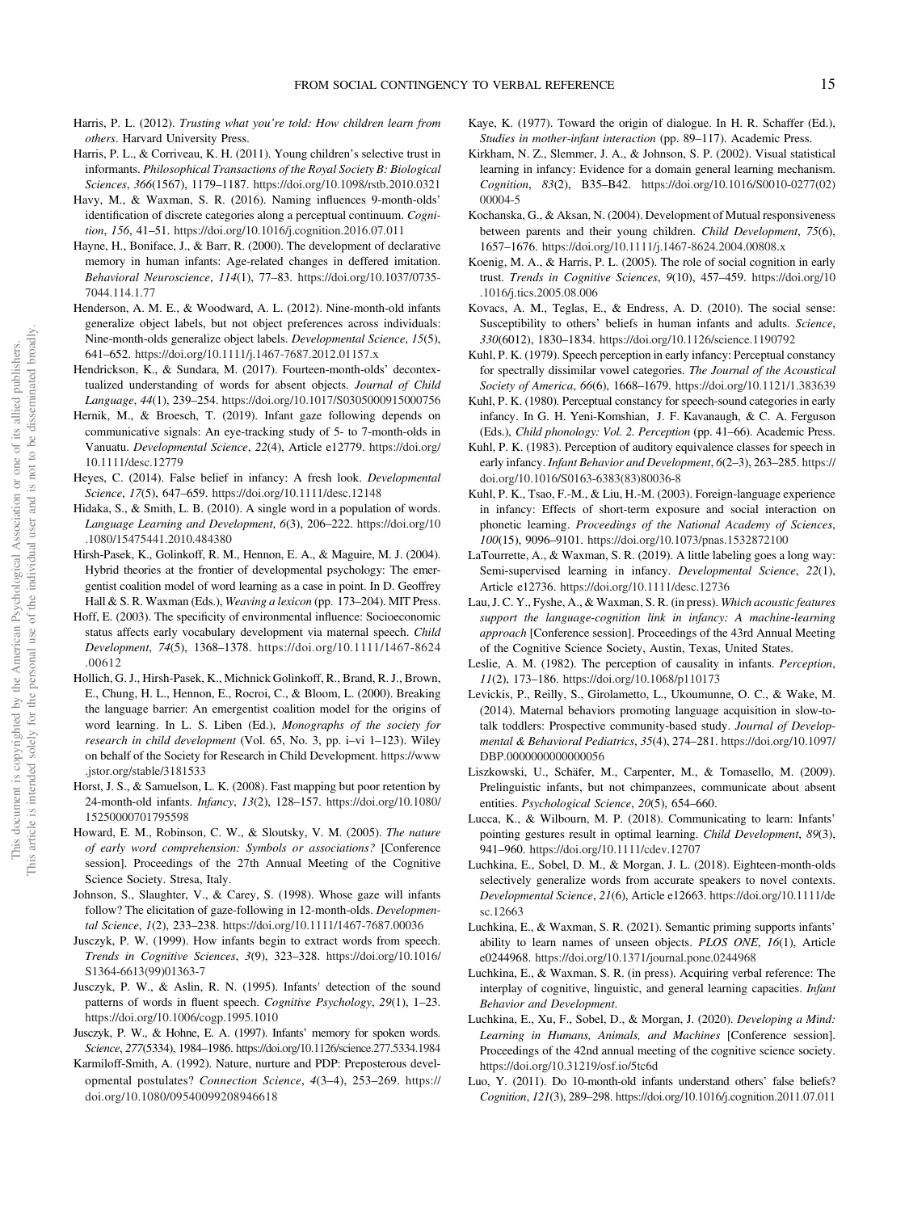Harris, P. L. (2012). *Trusting what you're told: How children learn from others*. Harvard University Press.

Harris, P. L., & Corriveau, K. H. (2011). Young children's selective trust in informants. *Philosophical Transactions of the Royal Society B: Biological Sciences*, *366*(1567), 1179–1187. https://doi.org/10.1098/rstb.2010.0321

Havy, M., & Waxman, S. R. (2016). Naming influences 9-month-olds' identification of discrete categories along a perceptual continuum. *Cognition*, *156*, 41–51. https://doi.org/10.1016/j.cognition.2016.07.011

Hayne, H., Boniface, J., & Barr, R. (2000). The development of declarative memory in human infants: Age-related changes in deffered imitation. *Behavioral Neuroscience*, *114*(1), 77–83. https://doi.org/10.1037/0735-7044.114.1.77

Henderson, A. M. E., & Woodward, A. L. (2012). Nine-month-old infants generalize object labels, but not object preferences across individuals: Nine-month-olds generalize object labels. *Developmental Science*, *15*(5), 641–652. https://doi.org/10.1111/j.1467-7687.2012.01157.x

Hendrickson, K., & Sundara, M. (2017). Fourteen-month-olds' decontextualized understanding of words for absent objects. *Journal of Child Language*, *44*(1), 239–254. https://doi.org/10.1017/S0305000915000756

Hernik, M., & Broesch, T. (2019). Infant gaze following depends on communicative signals: An eye-tracking study of 5- to 7-month-olds in Vanuatu. *Developmental Science*, *22*(4), Article e12779. https://doi.org/10.1111/desc.12779

Heyes, C. (2014). False belief in infancy: A fresh look. *Developmental Science*, *17*(5), 647–659. https://doi.org/10.1111/desc.12148

Hidaka, S., & Smith, L. B. (2010). A single word in a population of words. *Language Learning and Development*, *6*(3), 206–222. https://doi.org/10.1080/15475441.2010.484380

Hirsh-Pasek, K., Golinkoff, R. M., Hennon, E. A., & Maguire, M. J. (2004). Hybrid theories at the frontier of developmental psychology: The emergentist coalition model of word learning as a case in point. In D. Geoffrey Hall & S. R. Waxman (Eds.), *Weaving a lexicon* (pp. 173–204). MIT Press.

Hoff, E. (2003). The specificity of environmental influence: Socioeconomic status affects early vocabulary development via maternal speech. *Child Development*, *74*(5), 1368–1378. https://doi.org/10.1111/1467-8624.00612

Hollich, G. J., Hirsh-Pasek, K., Michnick Golinkoff, R., Brand, R. J., Brown, E., Chung, H. L., Hennon, E., Rocroi, C., & Bloom, L. (2000). Breaking the language barrier: An emergentist coalition model for the origins of word learning. In L. S. Liben (Ed.), *Monographs of the society for research in child development* (Vol. 65, No. 3, pp. i–vi 1–123). Wiley on behalf of the Society for Research in Child Development. https://www.jstor.org/stable/3181533

Horst, J. S., & Samuelson, L. K. (2008). Fast mapping but poor retention by 24-month-old infants. *Infancy*, *13*(2), 128–157. https://doi.org/10.1080/15250000701795598

Howard, E. M., Robinson, C. W., & Sloutsky, V. M. (2005). *The nature of early word comprehension: Symbols or associations?* [Conference session]. Proceedings of the 27th Annual Meeting of the Cognitive Science Society. Stresa, Italy.

Johnson, S., Slaughter, V., & Carey, S. (1998). Whose gaze will infants follow? The elicitation of gaze-following in 12-month-olds. *Developmental Science*, *1*(2), 233–238. https://doi.org/10.1111/1467-7687.00036

Jusczyk, P. W. (1999). How infants begin to extract words from speech. *Trends in Cognitive Sciences*, *3*(9), 323–328. https://doi.org/10.1016/S1364-6613(99)01363-7

Jusczyk, P. W., & Aslin, R. N. (1995). Infants′ detection of the sound patterns of words in fluent speech. *Cognitive Psychology*, *29*(1), 1–23. https://doi.org/10.1006/cogp.1995.1010

Jusczyk, P. W., & Hohne, E. A. (1997). Infants' memory for spoken words. *Science*, *277*(5334), 1984–1986. https://doi.org/10.1126/science.277.5334.1984

Karmiloff-Smith, A. (1992). Nature, nurture and PDP: Preposterous developmental postulates? *Connection Science*, *4*(3–4), 253–269. https://doi.org/10.1080/09540099208946618

Kaye, K. (1977). Toward the origin of dialogue. In H. R. Schaffer (Ed.), *Studies in mother-infant interaction* (pp. 89–117). Academic Press.

Kirkham, N. Z., Slemmer, J. A., & Johnson, S. P. (2002). Visual statistical learning in infancy: Evidence for a domain general learning mechanism. *Cognition*, *83*(2), B35–B42. https://doi.org/10.1016/S0010-0277(02)00004-5

Kochanska, G., & Aksan, N. (2004). Development of Mutual responsiveness between parents and their young children. *Child Development*, *75*(6), 1657–1676. https://doi.org/10.1111/j.1467-8624.2004.00808.x

Koenig, M. A., & Harris, P. L. (2005). The role of social cognition in early trust. *Trends in Cognitive Sciences*, *9*(10), 457–459. https://doi.org/10.1016/j.tics.2005.08.006

Kovacs, A. M., Teglas, E., & Endress, A. D. (2010). The social sense: Susceptibility to others' beliefs in human infants and adults. *Science*, *330*(6012), 1830–1834. https://doi.org/10.1126/science.1190792

Kuhl, P. K. (1979). Speech perception in early infancy: Perceptual constancy for spectrally dissimilar vowel categories. *The Journal of the Acoustical Society of America*, *66*(6), 1668–1679. https://doi.org/10.1121/1.383639

Kuhl, P. K. (1980). Perceptual constancy for speech-sound categories in early infancy. In G. H. Yeni-Komshian, J. F. Kavanaugh, & C. A. Ferguson (Eds.), *Child phonology: Vol. 2. Perception* (pp. 41–66). Academic Press.

Kuhl, P. K. (1983). Perception of auditory equivalence classes for speech in early infancy. *Infant Behavior and Development*, *6*(2–3), 263–285. https://doi.org/10.1016/S0163-6383(83)80036-8

Kuhl, P. K., Tsao, F.-M., & Liu, H.-M. (2003). Foreign-language experience in infancy: Effects of short-term exposure and social interaction on phonetic learning. *Proceedings of the National Academy of Sciences*, *100*(15), 9096–9101. https://doi.org/10.1073/pnas.1532872100

LaTourrette, A., & Waxman, S. R. (2019). A little labeling goes a long way: Semi-supervised learning in infancy. *Developmental Science*, *22*(1), Article e12736. https://doi.org/10.1111/desc.12736

Lau, J. C. Y., Fyshe, A., & Waxman, S. R. (in press). *Which acoustic features support the language-cognition link in infancy: A machine-learning approach* [Conference session]. Proceedings of the 43rd Annual Meeting of the Cognitive Science Society, Austin, Texas, United States.

Leslie, A. M. (1982). The perception of causality in infants. *Perception*, *11*(2), 173–186. https://doi.org/10.1068/p110173

Levickis, P., Reilly, S., Girolametto, L., Ukoumunne, O. C., & Wake, M. (2014). Maternal behaviors promoting language acquisition in slow-to-talk toddlers: Prospective community-based study. *Journal of Developmental & Behavioral Pediatrics*, *35*(4), 274–281. https://doi.org/10.1097/DBP.0000000000000056

Liszkowski, U., Schäfer, M., Carpenter, M., & Tomasello, M. (2009). Prelinguistic infants, but not chimpanzees, communicate about absent entities. *Psychological Science*, *20*(5), 654–660.

Lucca, K., & Wilbourn, M. P. (2018). Communicating to learn: Infants' pointing gestures result in optimal learning. *Child Development*, *89*(3), 941–960. https://doi.org/10.1111/cdev.12707

Luchkina, E., Sobel, D. M., & Morgan, J. L. (2018). Eighteen-month-olds selectively generalize words from accurate speakers to novel contexts. *Developmental Science*, *21*(6), Article e12663. https://doi.org/10.1111/desc.12663

Luchkina, E., & Waxman, S. R. (2021). Semantic priming supports infants' ability to learn names of unseen objects. *PLOS ONE*, *16*(1), Article e0244968. https://doi.org/10.1371/journal.pone.0244968

Luchkina, E., & Waxman, S. R. (in press). Acquiring verbal reference: The interplay of cognitive, linguistic, and general learning capacities. *Infant Behavior and Development*.

Luchkina, E., Xu, F., Sobel, D., & Morgan, J. (2020). *Developing a Mind: Learning in Humans, Animals, and Machines* [Conference session]. Proceedings of the 42nd annual meeting of the cognitive science society. https://doi.org/10.31219/osf.io/5tc6d

Luo, Y. (2011). Do 10-month-old infants understand others' false beliefs? *Cognition*, *121*(3), 289–298. https://doi.org/10.1016/j.cognition.2011.07.011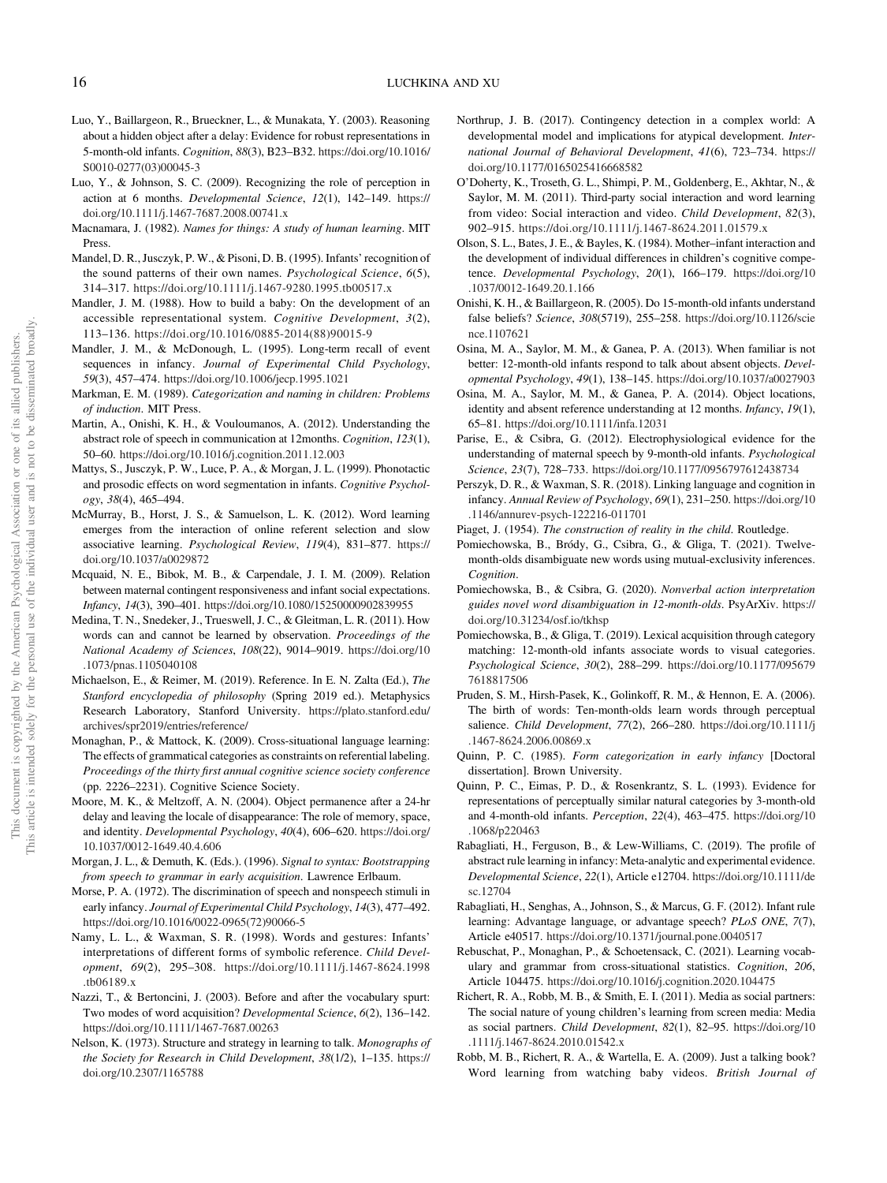Luo, Y., Baillargeon, R., Brueckner, L., & Munakata, Y. (2003). Reasoning about a hidden object after a delay: Evidence for robust representations in 5-month-old infants. *Cognition*, *88*(3), B23–B32. https://doi.org/10.1016/S0010-0277(03)00045-3

Luo, Y., & Johnson, S. C. (2009). Recognizing the role of perception in action at 6 months. *Developmental Science*, *12*(1), 142–149. https://doi.org/10.1111/j.1467-7687.2008.00741.x

Macnamara, J. (1982). *Names for things: A study of human learning*. MIT Press.

Mandel, D. R., Jusczyk, P. W., & Pisoni, D. B. (1995). Infants' recognition of the sound patterns of their own names. *Psychological Science*, *6*(5), 314–317. https://doi.org/10.1111/j.1467-9280.1995.tb00517.x

Mandler, J. M. (1988). How to build a baby: On the development of an accessible representational system. *Cognitive Development*, *3*(2), 113–136. https://doi.org/10.1016/0885-2014(88)90015-9

Mandler, J. M., & McDonough, L. (1995). Long-term recall of event sequences in infancy. *Journal of Experimental Child Psychology*, *59*(3), 457–474. https://doi.org/10.1006/jecp.1995.1021

Markman, E. M. (1989). *Categorization and naming in children: Problems of induction*. MIT Press.

Martin, A., Onishi, K. H., & Vouloumanos, A. (2012). Understanding the abstract role of speech in communication at 12months. *Cognition*, *123*(1), 50–60. https://doi.org/10.1016/j.cognition.2011.12.003

Mattys, S., Jusczyk, P. W., Luce, P. A., & Morgan, J. L. (1999). Phonotactic and prosodic effects on word segmentation in infants. *Cognitive Psychology*, *38*(4), 465–494.

McMurray, B., Horst, J. S., & Samuelson, L. K. (2012). Word learning emerges from the interaction of online referent selection and slow associative learning. *Psychological Review*, *119*(4), 831–877. https://doi.org/10.1037/a0029872

Mcquaid, N. E., Bibok, M. B., & Carpendale, J. I. M. (2009). Relation between maternal contingent responsiveness and infant social expectations. *Infancy*, *14*(3), 390–401. https://doi.org/10.1080/15250000902839955

Medina, T. N., Snedeker, J., Trueswell, J. C., & Gleitman, L. R. (2011). How words can and cannot be learned by observation. *Proceedings of the National Academy of Sciences*, *108*(22), 9014–9019. https://doi.org/10.1073/pnas.1105040108

Michaelson, E., & Reimer, M. (2019). Reference. In E. N. Zalta (Ed.), *The Stanford encyclopedia of philosophy* (Spring 2019 ed.). Metaphysics Research Laboratory, Stanford University. https://plato.stanford.edu/archives/spr2019/entries/reference/

Monaghan, P., & Mattock, K. (2009). Cross-situational language learning: The effects of grammatical categories as constraints on referential labeling. *Proceedings of the thirty first annual cognitive science society conference* (pp. 2226–2231). Cognitive Science Society.

Moore, M. K., & Meltzoff, A. N. (2004). Object permanence after a 24-hr delay and leaving the locale of disappearance: The role of memory, space, and identity. *Developmental Psychology*, *40*(4), 606–620. https://doi.org/10.1037/0012-1649.40.4.606

Morgan, J. L., & Demuth, K. (Eds.). (1996). *Signal to syntax: Bootstrapping from speech to grammar in early acquisition*. Lawrence Erlbaum.

Morse, P. A. (1972). The discrimination of speech and nonspeech stimuli in early infancy. *Journal of Experimental Child Psychology*, *14*(3), 477–492. https://doi.org/10.1016/0022-0965(72)90066-5

Namy, L. L., & Waxman, S. R. (1998). Words and gestures: Infants' interpretations of different forms of symbolic reference. *Child Development*, *69*(2), 295–308. https://doi.org/10.1111/j.1467-8624.1998.tb06189.x

Nazzi, T., & Bertoncini, J. (2003). Before and after the vocabulary spurt: Two modes of word acquisition? *Developmental Science*, *6*(2), 136–142. https://doi.org/10.1111/1467-7687.00263

Nelson, K. (1973). Structure and strategy in learning to talk. *Monographs of the Society for Research in Child Development*, *38*(1/2), 1–135. https://doi.org/10.2307/1165788

Northrup, J. B. (2017). Contingency detection in a complex world: A developmental model and implications for atypical development. *International Journal of Behavioral Development*, *41*(6), 723–734. https://doi.org/10.1177/0165025416668582

O'Doherty, K., Troseth, G. L., Shimpi, P. M., Goldenberg, E., Akhtar, N., & Saylor, M. M. (2011). Third-party social interaction and word learning from video: Social interaction and video. *Child Development*, *82*(3), 902–915. https://doi.org/10.1111/j.1467-8624.2011.01579.x

Olson, S. L., Bates, J. E., & Bayles, K. (1984). Mother–infant interaction and the development of individual differences in children's cognitive competence. *Developmental Psychology*, *20*(1), 166–179. https://doi.org/10.1037/0012-1649.20.1.166

Onishi, K. H., & Baillargeon, R. (2005). Do 15-month-old infants understand false beliefs? *Science*, *308*(5719), 255–258. https://doi.org/10.1126/science.1107621

Osina, M. A., Saylor, M. M., & Ganea, P. A. (2013). When familiar is not better: 12-month-old infants respond to talk about absent objects. *Developmental Psychology*, *49*(1), 138–145. https://doi.org/10.1037/a0027903

Osina, M. A., Saylor, M. M., & Ganea, P. A. (2014). Object locations, identity and absent reference understanding at 12 months. *Infancy*, *19*(1), 65–81. https://doi.org/10.1111/infa.12031

Parise, E., & Csibra, G. (2012). Electrophysiological evidence for the understanding of maternal speech by 9-month-old infants. *Psychological Science*, *23*(7), 728–733. https://doi.org/10.1177/0956797612438734

Perszyk, D. R., & Waxman, S. R. (2018). Linking language and cognition in infancy. *Annual Review of Psychology*, *69*(1), 231–250. https://doi.org/10.1146/annurev-psych-122216-011701

Piaget, J. (1954). *The construction of reality in the child*. Routledge.

Pomiechowska, B., Bródy, G., Csibra, G., & Gliga, T. (2021). Twelve-month-olds disambiguate new words using mutual-exclusivity inferences. *Cognition*.

Pomiechowska, B., & Csibra, G. (2020). *Nonverbal action interpretation guides novel word disambiguation in 12-month-olds*. PsyArXiv. https://doi.org/10.31234/osf.io/tkhsp

Pomiechowska, B., & Gliga, T. (2019). Lexical acquisition through category matching: 12-month-old infants associate words to visual categories. *Psychological Science*, *30*(2), 288–299. https://doi.org/10.1177/0956797618817506

Pruden, S. M., Hirsh-Pasek, K., Golinkoff, R. M., & Hennon, E. A. (2006). The birth of words: Ten-month-olds learn words through perceptual salience. *Child Development*, *77*(2), 266–280. https://doi.org/10.1111/j.1467-8624.2006.00869.x

Quinn, P. C. (1985). *Form categorization in early infancy* [Doctoral dissertation]. Brown University.

Quinn, P. C., Eimas, P. D., & Rosenkrantz, S. L. (1993). Evidence for representations of perceptually similar natural categories by 3-month-old and 4-month-old infants. *Perception*, *22*(4), 463–475. https://doi.org/10.1068/p220463

Rabagliati, H., Ferguson, B., & Lew-Williams, C. (2019). The profile of abstract rule learning in infancy: Meta-analytic and experimental evidence. *Developmental Science*, *22*(1), Article e12704. https://doi.org/10.1111/desc.12704

Rabagliati, H., Senghas, A., Johnson, S., & Marcus, G. F. (2012). Infant rule learning: Advantage language, or advantage speech? *PLoS ONE*, *7*(7), Article e40517. https://doi.org/10.1371/journal.pone.0040517

Rebuschat, P., Monaghan, P., & Schoetensack, C. (2021). Learning vocabulary and grammar from cross-situational statistics. *Cognition*, *206*, Article 104475. https://doi.org/10.1016/j.cognition.2020.104475

Richert, R. A., Robb, M. B., & Smith, E. I. (2011). Media as social partners: The social nature of young children's learning from screen media: Media as social partners. *Child Development*, *82*(1), 82–95. https://doi.org/10.1111/j.1467-8624.2010.01542.x

Robb, M. B., Richert, R. A., & Wartella, E. A. (2009). Just a talking book? Word learning from watching baby videos. *British Journal of*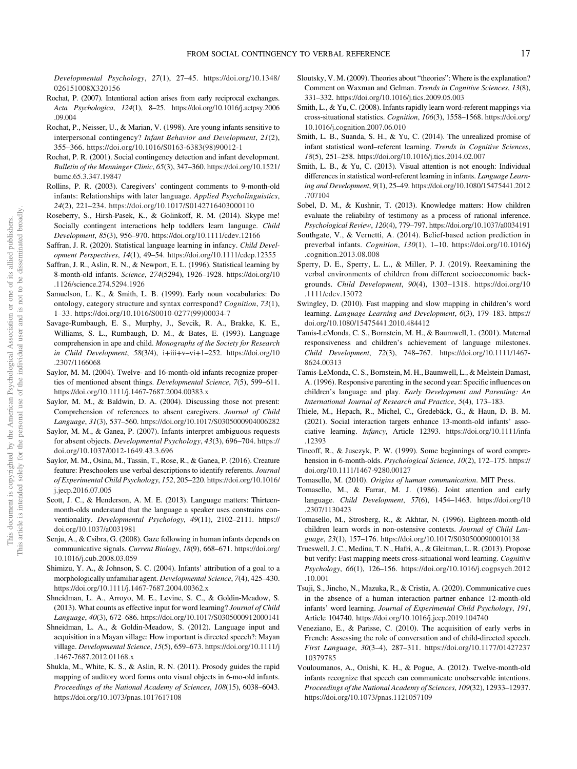*Developmental Psychology*, *27*(1), 27–45. https://doi.org/10.1348/026151008X320156

Rochat, P. (2007). Intentional action arises from early reciprocal exchanges. *Acta Psychologica*, *124*(1), 8–25. https://doi.org/10.1016/j.actpsy.2006.09.004

Rochat, P., Neisser, U., & Marian, V. (1998). Are young infants sensitive to interpersonal contingency? *Infant Behavior and Development*, *21*(2), 355–366. https://doi.org/10.1016/S0163-6383(98)90012-1

Rochat, P. R. (2001). Social contingency detection and infant development. *Bulletin of the Menninger Clinic*, *65*(3), 347–360. https://doi.org/10.1521/bumc.65.3.347.19847

Rollins, P. R. (2003). Caregivers' contingent comments to 9-month-old infants: Relationships with later language. *Applied Psycholinguistics*, *24*(2), 221–234. https://doi.org/10.1017/S0142716403000110

Roseberry, S., Hirsh-Pasek, K., & Golinkoff, R. M. (2014). Skype me! Socially contingent interactions help toddlers learn language. *Child Development*, *85*(3), 956–970. https://doi.org/10.1111/cdev.12166

Saffran, J. R. (2020). Statistical language learning in infancy. *Child Development Perspectives*, *14*(1), 49–54. https://doi.org/10.1111/cdep.12355

Saffran, J. R., Aslin, R. N., & Newport, E. L. (1996). Statistical learning by 8-month-old infants. *Science*, *274*(5294), 1926–1928. https://doi.org/10.1126/science.274.5294.1926

Samuelson, L. K., & Smith, L. B. (1999). Early noun vocabularies: Do ontology, category structure and syntax correspond? *Cognition*, *73*(1), 1–33. https://doi.org/10.1016/S0010-0277(99)00034-7

Savage-Rumbaugh, E. S., Murphy, J., Sevcik, R. A., Brakke, K. E., Williams, S. L., Rumbaugh, D. M., & Bates, E. (1993). Language comprehension in ape and child. *Monographs of the Society for Research in Child Development*, *58*(3/4), i+iii+v–vi+1–252. https://doi.org/10.2307/1166068

Saylor, M. M. (2004). Twelve- and 16-month-old infants recognize properties of mentioned absent things. *Developmental Science*, *7*(5), 599–611. https://doi.org/10.1111/j.1467-7687.2004.00383.x

Saylor, M. M., & Baldwin, D. A. (2004). Discussing those not present: Comprehension of references to absent caregivers. *Journal of Child Language*, *31*(3), 537–560. https://doi.org/10.1017/S0305000904006282

Saylor, M. M., & Ganea, P. (2007). Infants interpret ambiguous requests for absent objects. *Developmental Psychology*, *43*(3), 696–704. https://doi.org/10.1037/0012-1649.43.3.696

Saylor, M. M., Osina, M., Tassin, T., Rose, R., & Ganea, P. (2016). Creature feature: Preschoolers use verbal descriptions to identify referents. *Journal of Experimental Child Psychology*, *152*, 205–220. https://doi.org/10.1016/j.jecp.2016.07.005

Scott, J. C., & Henderson, A. M. E. (2013). Language matters: Thirteen-month-olds understand that the language a speaker uses constrains conventionality. *Developmental Psychology*, *49*(11), 2102–2111. https://doi.org/10.1037/a0031981

Senju, A., & Csibra, G. (2008). Gaze following in human infants depends on communicative signals. *Current Biology*, *18*(9), 668–671. https://doi.org/10.1016/j.cub.2008.03.059

Shimizu, Y. A., & Johnson, S. C. (2004). Infants' attribution of a goal to a morphologically unfamiliar agent. *Developmental Science*, *7*(4), 425–430. https://doi.org/10.1111/j.1467-7687.2004.00362.x

Shneidman, L. A., Arroyo, M. E., Levine, S. C., & Goldin-Meadow, S. (2013). What counts as effective input for word learning? *Journal of Child Language*, *40*(3), 672–686. https://doi.org/10.1017/S0305000912000141

Shneidman, L. A., & Goldin-Meadow, S. (2012). Language input and acquisition in a Mayan village: How important is directed speech?: Mayan village. *Developmental Science*, *15*(5), 659–673. https://doi.org/10.1111/j.1467-7687.2012.01168.x

Shukla, M., White, K. S., & Aslin, R. N. (2011). Prosody guides the rapid mapping of auditory word forms onto visual objects in 6-mo-old infants. *Proceedings of the National Academy of Sciences*, *108*(15), 6038–6043. https://doi.org/10.1073/pnas.1017617108

Sloutsky, V. M. (2009). Theories about "theories": Where is the explanation? Comment on Waxman and Gelman. *Trends in Cognitive Sciences*, *13*(8), 331–332. https://doi.org/10.1016/j.tics.2009.05.003

Smith, L., & Yu, C. (2008). Infants rapidly learn word-referent mappings via cross-situational statistics. *Cognition*, *106*(3), 1558–1568. https://doi.org/10.1016/j.cognition.2007.06.010

Smith, L. B., Suanda, S. H., & Yu, C. (2014). The unrealized promise of infant statistical word–referent learning. *Trends in Cognitive Sciences*, *18*(5), 251–258. https://doi.org/10.1016/j.tics.2014.02.007

Smith, L. B., & Yu, C. (2013). Visual attention is not enough: Individual differences in statistical word-referent learning in infants. *Language Learning and Development*, *9*(1), 25–49. https://doi.org/10.1080/15475441.2012.707104

Sobel, D. M., & Kushnir, T. (2013). Knowledge matters: How children evaluate the reliability of testimony as a process of rational inference. *Psychological Review*, *120*(4), 779–797. https://doi.org/10.1037/a0034191

Southgate, V., & Vernetti, A. (2014). Belief-based action prediction in preverbal infants. *Cognition*, *130*(1), 1–10. https://doi.org/10.1016/j.cognition.2013.08.008

Sperry, D. E., Sperry, L. L., & Miller, P. J. (2019). Reexamining the verbal environments of children from different socioeconomic backgrounds. *Child Development*, *90*(4), 1303–1318. https://doi.org/10.1111/cdev.13072

Swingley, D. (2010). Fast mapping and slow mapping in children's word learning. *Language Learning and Development*, *6*(3), 179–183. https://doi.org/10.1080/15475441.2010.484412

Tamis-LeMonda, C. S., Bornstein, M. H., & Baumwell, L. (2001). Maternal responsiveness and children's achievement of language milestones. *Child Development*, *72*(3), 748–767. https://doi.org/10.1111/1467-8624.00313

Tamis-LeMonda, C. S., Bornstein, M. H., Baumwell, L., & Melstein Damast, A. (1996). Responsive parenting in the second year: Specific influences on children's language and play. *Early Development and Parenting: An International Journal of Research and Practice*, *5*(4), 173–183.

Thiele, M., Hepach, R., Michel, C., Gredebäck, G., & Haun, D. B. M. (2021). Social interaction targets enhance 13-month-old infants' associative learning. *Infancy*, Article 12393. https://doi.org/10.1111/infa.12393

Tincoff, R., & Jusczyk, P. W. (1999). Some beginnings of word comprehension in 6-month-olds. *Psychological Science*, *10*(2), 172–175. https://doi.org/10.1111/1467-9280.00127

Tomasello, M. (2010). *Origins of human communication*. MIT Press.

Tomasello, M., & Farrar, M. J. (1986). Joint attention and early language. *Child Development*, *57*(6), 1454–1463. https://doi.org/10.2307/1130423

Tomasello, M., Strosberg, R., & Akhtar, N. (1996). Eighteen-month-old children learn words in non-ostensive contexts. *Journal of Child Language*, *23*(1), 157–176. https://doi.org/10.1017/S0305000900010138

Trueswell, J. C., Medina, T. N., Hafri, A., & Gleitman, L. R. (2013). Propose but verify: Fast mapping meets cross-situational word learning. *Cognitive Psychology*, *66*(1), 126–156. https://doi.org/10.1016/j.cogpsych.2012.10.001

Tsuji, S., Jincho, N., Mazuka, R., & Cristia, A. (2020). Communicative cues in the absence of a human interaction partner enhance 12-month-old infants' word learning. *Journal of Experimental Child Psychology*, *191*, Article 104740. https://doi.org/10.1016/j.jecp.2019.104740

Veneziano, E., & Parisse, C. (2010). The acquisition of early verbs in French: Assessing the role of conversation and of child-directed speech. *First Language*, *30*(3–4), 287–311. https://doi.org/10.1177/0142723710379785

Vouloumanos, A., Onishi, K. H., & Pogue, A. (2012). Twelve-month-old infants recognize that speech can communicate unobservable intentions. *Proceedings of the National Academy of Sciences*, *109*(32), 12933–12937. https://doi.org/10.1073/pnas.1121057109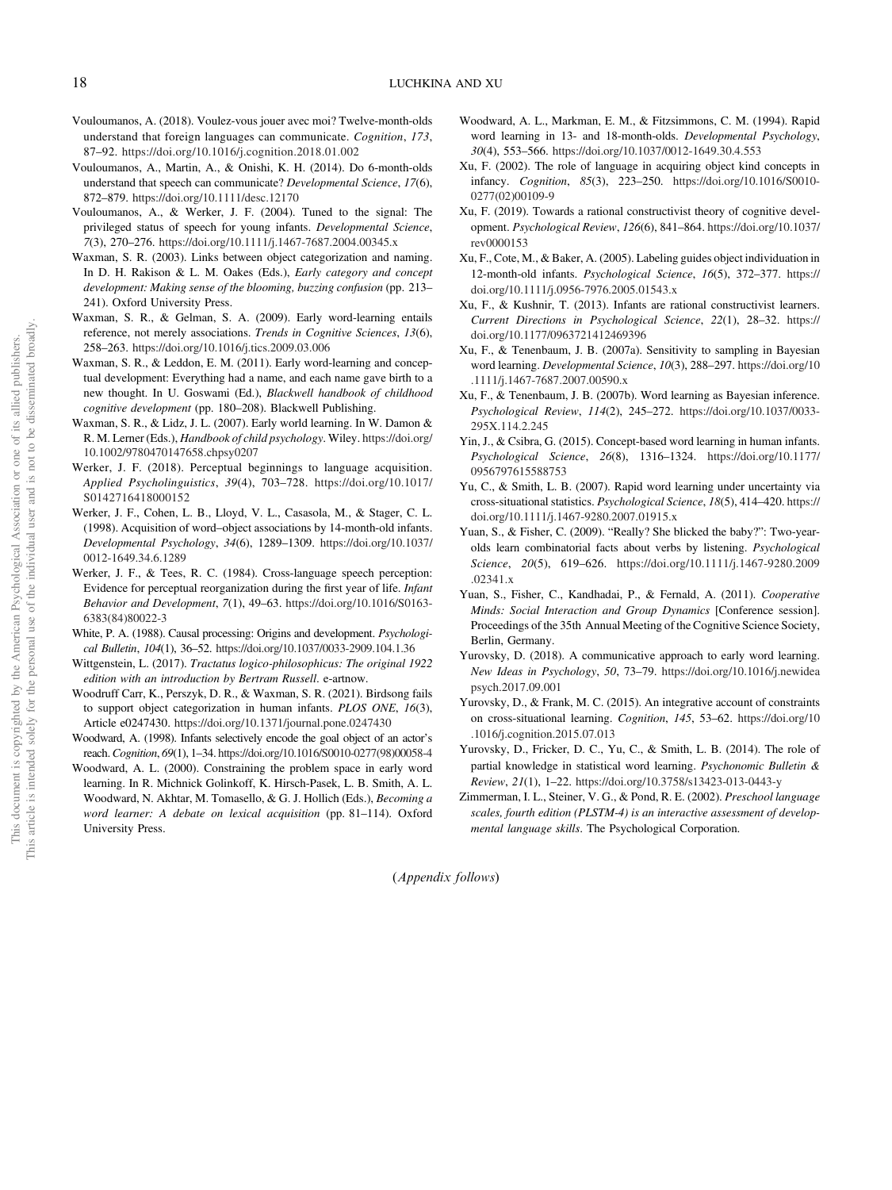Vouloumanos, A. (2018). Voulez-vous jouer avec moi? Twelve-month-olds understand that foreign languages can communicate. *Cognition*, *173*, 87–92. https://doi.org/10.1016/j.cognition.2018.01.002

Vouloumanos, A., Martin, A., & Onishi, K. H. (2014). Do 6-month-olds understand that speech can communicate? *Developmental Science*, *17*(6), 872–879. https://doi.org/10.1111/desc.12170

Vouloumanos, A., & Werker, J. F. (2004). Tuned to the signal: The privileged status of speech for young infants. *Developmental Science*, *7*(3), 270–276. https://doi.org/10.1111/j.1467-7687.2004.00345.x

Waxman, S. R. (2003). Links between object categorization and naming. In D. H. Rakison & L. M. Oakes (Eds.), *Early category and concept development: Making sense of the blooming, buzzing confusion* (pp. 213–241). Oxford University Press.

Waxman, S. R., & Gelman, S. A. (2009). Early word-learning entails reference, not merely associations. *Trends in Cognitive Sciences*, *13*(6), 258–263. https://doi.org/10.1016/j.tics.2009.03.006

Waxman, S. R., & Leddon, E. M. (2011). Early word-learning and conceptual development: Everything had a name, and each name gave birth to a new thought. In U. Goswami (Ed.), *Blackwell handbook of childhood cognitive development* (pp. 180–208). Blackwell Publishing.

Waxman, S. R., & Lidz, J. L. (2007). Early world learning. In W. Damon & R. M. Lerner (Eds.), *Handbook of child psychology*. Wiley. https://doi.org/10.1002/9780470147658.chpsy0207

Werker, J. F. (2018). Perceptual beginnings to language acquisition. *Applied Psycholinguistics*, *39*(4), 703–728. https://doi.org/10.1017/S0142716418000152

Werker, J. F., Cohen, L. B., Lloyd, V. L., Casasola, M., & Stager, C. L. (1998). Acquisition of word–object associations by 14-month-old infants. *Developmental Psychology*, *34*(6), 1289–1309. https://doi.org/10.1037/0012-1649.34.6.1289

Werker, J. F., & Tees, R. C. (1984). Cross-language speech perception: Evidence for perceptual reorganization during the first year of life. *Infant Behavior and Development*, *7*(1), 49–63. https://doi.org/10.1016/S0163-6383(84)80022-3

White, P. A. (1988). Causal processing: Origins and development. *Psychological Bulletin*, *104*(1), 36–52. https://doi.org/10.1037/0033-2909.104.1.36

Wittgenstein, L. (2017). *Tractatus logico-philosophicus: The original 1922 edition with an introduction by Bertram Russell*. e-artnow.

Woodruff Carr, K., Perszyk, D. R., & Waxman, S. R. (2021). Birdsong fails to support object categorization in human infants. *PLOS ONE*, *16*(3), Article e0247430. https://doi.org/10.1371/journal.pone.0247430

Woodward, A. (1998). Infants selectively encode the goal object of an actor's reach. *Cognition*, *69*(1), 1–34. https://doi.org/10.1016/S0010-0277(98)00058-4

Woodward, A. L. (2000). Constraining the problem space in early word learning. In R. Michnick Golinkoff, K. Hirsch-Pasek, L. B. Smith, A. L. Woodward, N. Akhtar, M. Tomasello, & G. J. Hollich (Eds.), *Becoming a word learner: A debate on lexical acquisition* (pp. 81–114). Oxford University Press.

Woodward, A. L., Markman, E. M., & Fitzsimmons, C. M. (1994). Rapid word learning in 13- and 18-month-olds. *Developmental Psychology*, *30*(4), 553–566. https://doi.org/10.1037/0012-1649.30.4.553

Xu, F. (2002). The role of language in acquiring object kind concepts in infancy. *Cognition*, *85*(3), 223–250. https://doi.org/10.1016/S0010-0277(02)00109-9

Xu, F. (2019). Towards a rational constructivist theory of cognitive development. *Psychological Review*, *126*(6), 841–864. https://doi.org/10.1037/rev0000153

Xu, F., Cote, M., & Baker, A. (2005). Labeling guides object individuation in 12-month-old infants. *Psychological Science*, *16*(5), 372–377. https://doi.org/10.1111/j.0956-7976.2005.01543.x

Xu, F., & Kushnir, T. (2013). Infants are rational constructivist learners. *Current Directions in Psychological Science*, *22*(1), 28–32. https://doi.org/10.1177/0963721412469396

Xu, F., & Tenenbaum, J. B. (2007a). Sensitivity to sampling in Bayesian word learning. *Developmental Science*, *10*(3), 288–297. https://doi.org/10.1111/j.1467-7687.2007.00590.x

Xu, F., & Tenenbaum, J. B. (2007b). Word learning as Bayesian inference. *Psychological Review*, *114*(2), 245–272. https://doi.org/10.1037/0033-295X.114.2.245

Yin, J., & Csibra, G. (2015). Concept-based word learning in human infants. *Psychological Science*, *26*(8), 1316–1324. https://doi.org/10.1177/0956797615588753

Yu, C., & Smith, L. B. (2007). Rapid word learning under uncertainty via cross-situational statistics. *Psychological Science*, *18*(5), 414–420. https://doi.org/10.1111/j.1467-9280.2007.01915.x

Yuan, S., & Fisher, C. (2009). "Really? She blicked the baby?": Two-year-olds learn combinatorial facts about verbs by listening. *Psychological Science*, *20*(5), 619–626. https://doi.org/10.1111/j.1467-9280.2009.02341.x

Yuan, S., Fisher, C., Kandhadai, P., & Fernald, A. (2011). *Cooperative Minds: Social Interaction and Group Dynamics* [Conference session]. Proceedings of the 35th Annual Meeting of the Cognitive Science Society, Berlin, Germany.

Yurovsky, D. (2018). A communicative approach to early word learning. *New Ideas in Psychology*, *50*, 73–79. https://doi.org/10.1016/j.newideapsych.2017.09.001

Yurovsky, D., & Frank, M. C. (2015). An integrative account of constraints on cross-situational learning. *Cognition*, *145*, 53–62. https://doi.org/10.1016/j.cognition.2015.07.013

Yurovsky, D., Fricker, D. C., Yu, C., & Smith, L. B. (2014). The role of partial knowledge in statistical word learning. *Psychonomic Bulletin & Review*, *21*(1), 1–22. https://doi.org/10.3758/s13423-013-0443-y

Zimmerman, I. L., Steiner, V. G., & Pond, R. E. (2002). *Preschool language scales, fourth edition (PLSTM-4) is an interactive assessment of developmental language skills*. The Psychological Corporation.

(*Appendix follows*)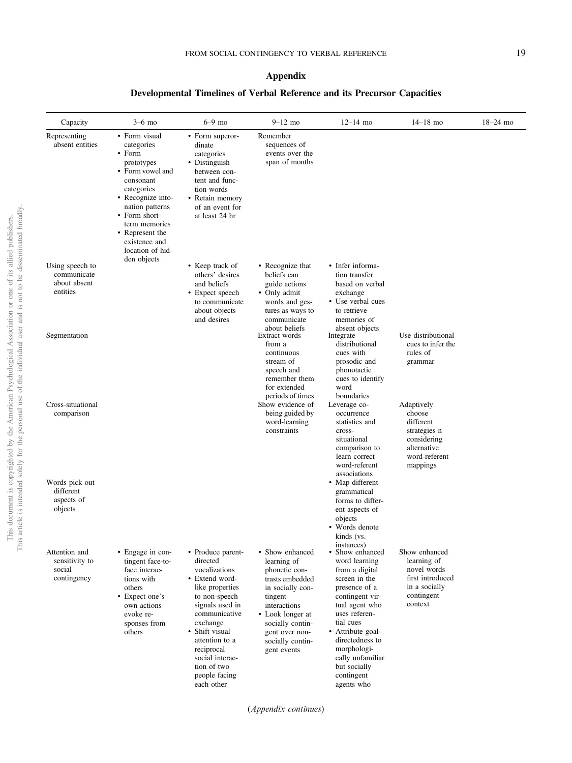## Appendix

### Developmental Timelines of Verbal Reference and its Precursor Capacities

| Capacity | 3–6 mo | 6–9 mo | 9–12 mo | 12–14 mo | 14–18 mo | 18–24 mo |
|---|---|---|---|---|---|---|
| Representing absent entities | • Form visual categories<br>• Form prototypes<br>• Form vowel and consonant categories<br>• Recognize intonation patterns<br>• Form short-term memories<br>• Represent the existence and location of hidden objects | • Form superordinate categories<br>• Distinguish between content and function words<br>• Retain memory of an event for at least 24 hr | Remember sequences of events over the span of months | | | |
| Using speech to communicate about absent entities | | • Keep track of others' desires and beliefs<br>• Expect speech to communicate about objects and desires | • Recognize that beliefs can guide actions<br>• Only admit words and gestures as ways to communicate about beliefs | • Infer information transfer based on verbal exchange<br>• Use verbal cues to retrieve memories of absent objects | | |
| Segmentation | | | Extract words from a continuous stream of speech and remember them for extended periods of times | Integrate distributional cues with prosodic and phonotactic cues to identify word boundaries | Use distributional cues to infer the rules of grammar | |
| Cross-situational comparison | | | Show evidence of being guided by word-learning constraints | Leverage co-occurrence statistics and cross-situational comparison to learn correct word-referent associations | Adaptively choose different strategies n considering alternative word-referent mappings | |
| Words pick out different aspects of objects | | | | • Map different grammatical forms to different aspects of objects<br>• Words denote kinds (vs. instances) | | |
| Attention and sensitivity to social contingency | • Engage in contingent face-to-face interactions with others<br>• Expect one's own actions evoke responses from others | • Produce parent-directed vocalizations<br>• Extend word-like properties to non-speech signals used in communicative exchange<br>• Shift visual attention to a reciprocal social interaction of two people facing each other | • Show enhanced learning of phonetic contrasts embedded in socially contingent interactions<br>• Look longer at socially contingent over non-socially contingent events | • Show enhanced word learning from a digital screen in the presence of a contingent virtual agent who uses referential cues<br>• Attribute goal-directedness to morphologically unfamiliar but socially contingent agents who | Show enhanced learning of novel words first introduced in a socially contingent context | |

(*Appendix continues*)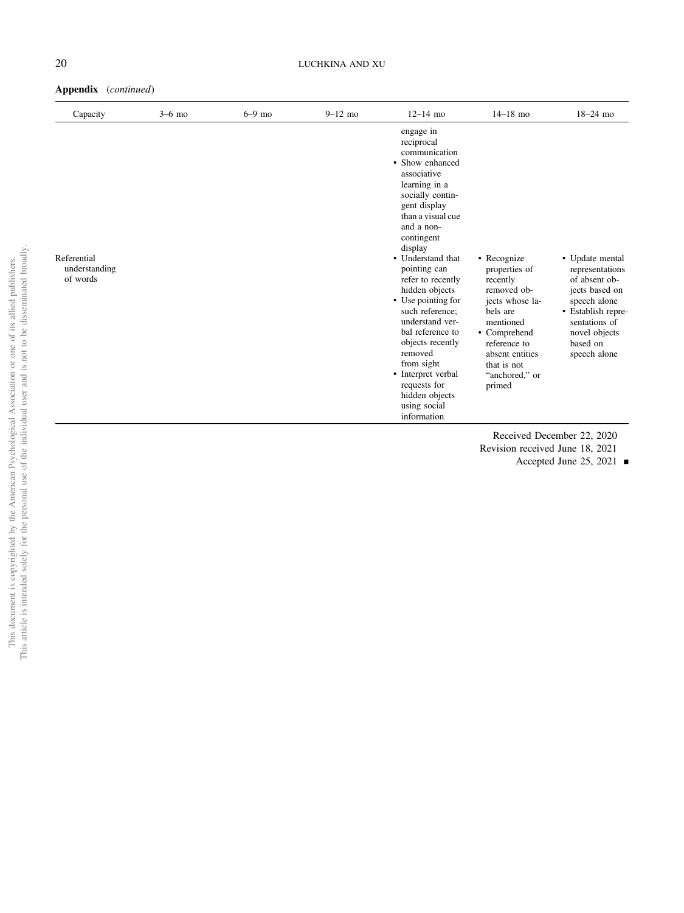**Appendix** (*continued*)

| Capacity | 3–6 mo | 6–9 mo | 9–12 mo | 12–14 mo | 14–18 mo | 18–24 mo |
|---|---|---|---|---|---|---|
| | | | | engage in reciprocal communication<br>• Show enhanced associative learning in a socially contingent display than a visual cue and a non-contingent display | | |
| Referential understanding of words | | | | • Understand that pointing can refer to recently hidden objects<br>• Use pointing for such reference; understand verbal reference to objects recently removed from sight<br>• Interpret verbal requests for hidden objects using social information | • Recognize properties of recently removed objects whose labels are mentioned<br>• Comprehend reference to absent entities that is not "anchored," or primed | • Update mental representations of absent objects based on speech alone<br>• Establish representations of novel objects based on speech alone |

Received December 22, 2020
Revision received June 18, 2021
Accepted June 25, 2021 ■